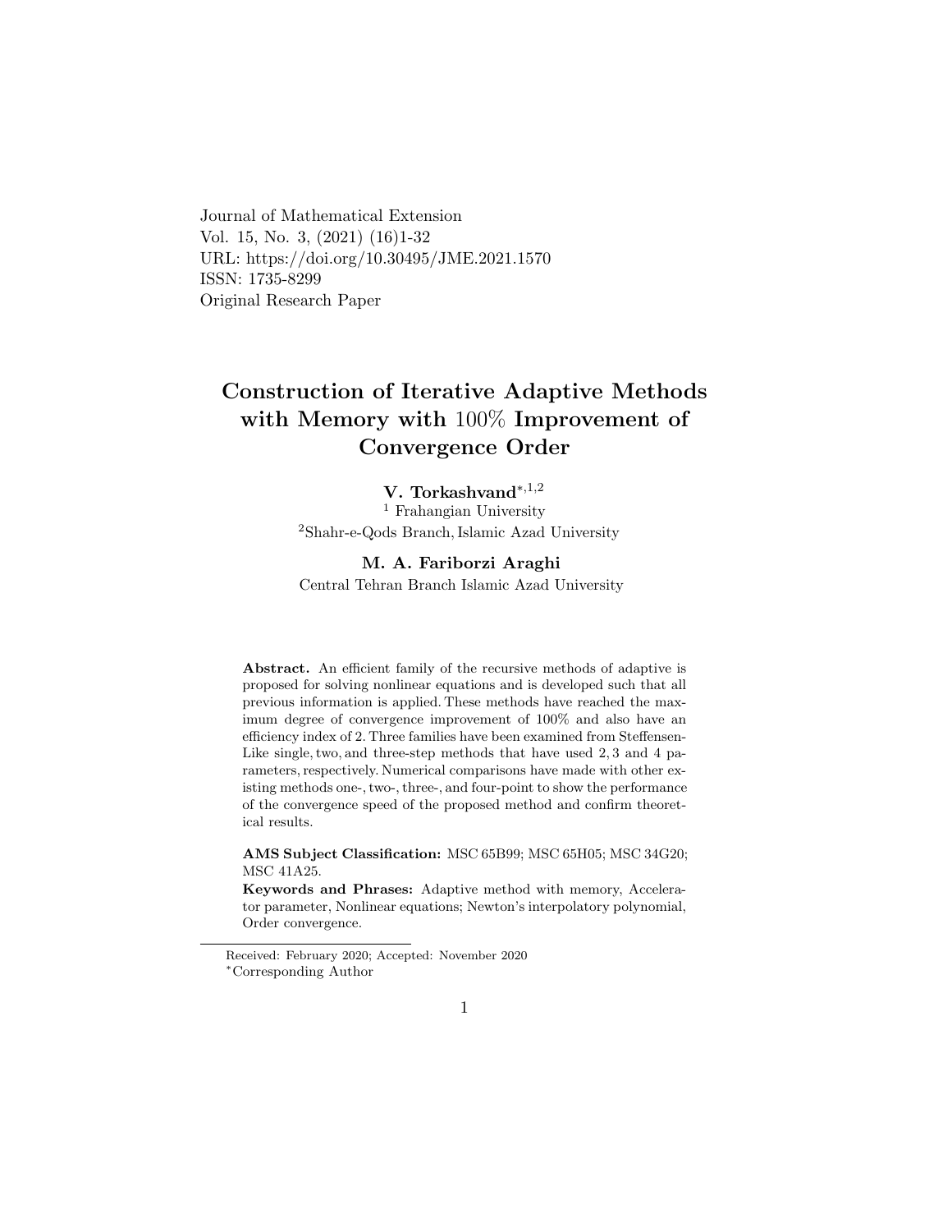Journal of Mathematical Extension
Vol. 15, No. 3, (2021) (16)1-32
URL: https://doi.org/10.30495/JME.2021.1570
ISSN: 1735-8299
Original Research Paper

# Construction of Iterative Adaptive Methods with Memory with 100% Improvement of Convergence Order

**V. Torkashvand**[*,1,2]
[1] Frahangian University
[2] Shahr-e-Qods Branch, Islamic Azad University

**M. A. Fariborzi Araghi**
Central Tehran Branch Islamic Azad University

**Abstract.** An efficient family of the recursive methods of adaptive is proposed for solving nonlinear equations and is developed such that all previous information is applied. These methods have reached the maximum degree of convergence improvement of 100% and also have an efficiency index of 2. Three families have been examined from Steffensen-Like single, two, and three-step methods that have used 2, 3 and 4 parameters, respectively. Numerical comparisons have made with other existing methods one-, two-, three-, and four-point to show the performance of the convergence speed of the proposed method and confirm theoretical results.

**AMS Subject Classification:** MSC 65B99; MSC 65H05; MSC 34G20; MSC 41A25.

**Keywords and Phrases:** Adaptive method with memory, Accelerator parameter, Nonlinear equations; Newton's interpolatory polynomial, Order convergence.

Received: February 2020; Accepted: November 2020
[*]Corresponding Author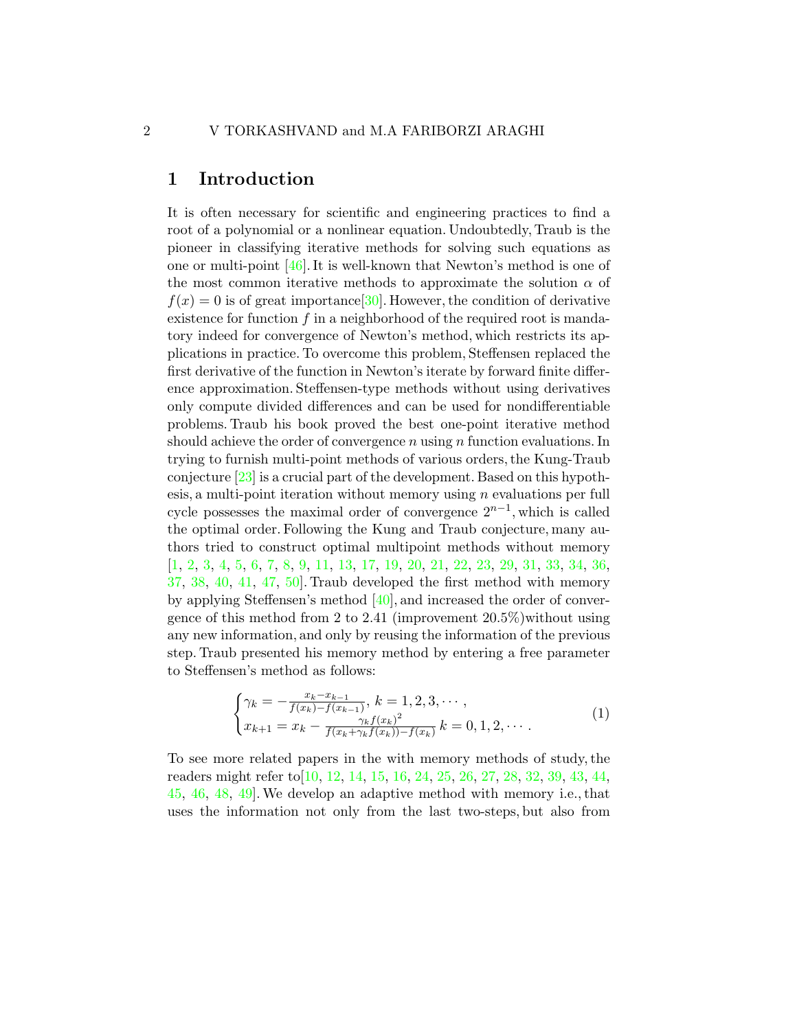# 1 Introduction

It is often necessary for scientific and engineering practices to find a root of a polynomial or a nonlinear equation. Undoubtedly, Traub is the pioneer in classifying iterative methods for solving such equations as one or multi-point [46]. It is well-known that Newton's method is one of the most common iterative methods to approximate the solution $\alpha$ of $f(x) = 0$ is of great importance[30]. However, the condition of derivative existence for function $f$ in a neighborhood of the required root is mandatory indeed for convergence of Newton's method, which restricts its applications in practice. To overcome this problem, Steffensen replaced the first derivative of the function in Newton's iterate by forward finite difference approximation. Steffensen-type methods without using derivatives only compute divided differences and can be used for nondifferentiable problems. Traub his book proved the best one-point iterative method should achieve the order of convergence $n$ using $n$ function evaluations. In trying to furnish multi-point methods of various orders, the Kung-Traub conjecture [23] is a crucial part of the development. Based on this hypothesis, a multi-point iteration without memory using $n$ evaluations per full cycle possesses the maximal order of convergence $2^{n-1}$, which is called the optimal order. Following the Kung and Traub conjecture, many authors tried to construct optimal multipoint methods without memory [1, 2, 3, 4, 5, 6, 7, 8, 9, 11, 13, 17, 19, 20, 21, 22, 23, 29, 31, 33, 34, 36, 37, 38, 40, 41, 47, 50]. Traub developed the first method with memory by applying Steffensen's method [40], and increased the order of convergence of this method from 2 to 2.41 (improvement 20.5%)without using any new information, and only by reusing the information of the previous step. Traub presented his memory method by entering a free parameter to Steffensen's method as follows:

$$
\begin{cases}
\gamma_k = -\frac{x_k - x_{k-1}}{f(x_k) - f(x_{k-1})}, \ k = 1, 2, 3, \cdots, \\
x_{k+1} = x_k - \frac{\gamma_k f(x_k)^2}{f(x_k + \gamma_k f(x_k)) - f(x_k)} \ k = 0, 1, 2, \cdots.
\end{cases}
\tag{1}
$$

To see more related papers in the with memory methods of study, the readers might refer to[10, 12, 14, 15, 16, 24, 25, 26, 27, 28, 32, 39, 43, 44, 45, 46, 48, 49]. We develop an adaptive method with memory i.e., that uses the information not only from the last two-steps, but also from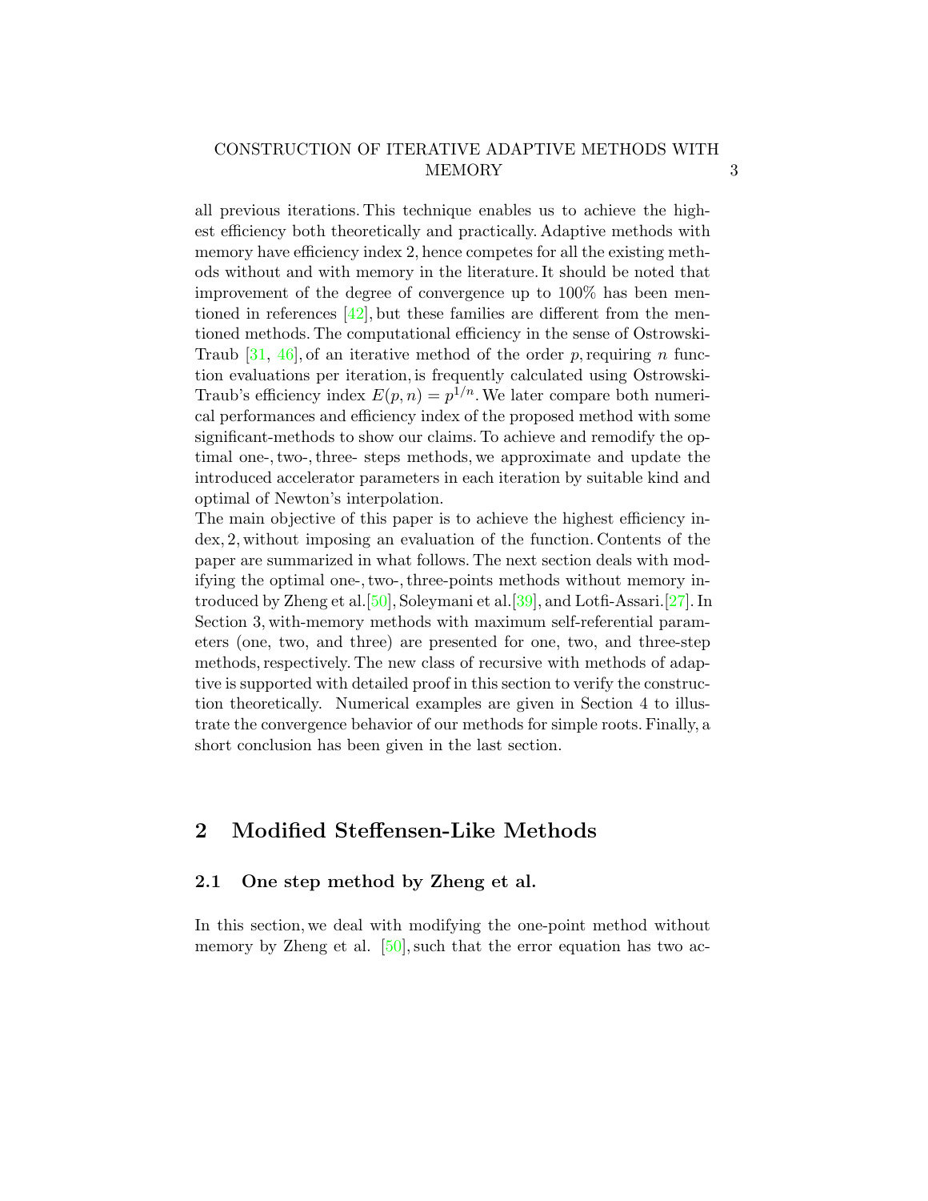all previous iterations. This technique enables us to achieve the highest efficiency both theoretically and practically. Adaptive methods with memory have efficiency index 2, hence competes for all the existing methods without and with memory in the literature. It should be noted that improvement of the degree of convergence up to 100% has been mentioned in references [42], but these families are different from the mentioned methods. The computational efficiency in the sense of Ostrowski-Traub [31, 46], of an iterative method of the order $p$, requiring $n$ function evaluations per iteration, is frequently calculated using Ostrowski-Traub's efficiency index $E(p, n) = p^{1/n}$. We later compare both numerical performances and efficiency index of the proposed method with some significant-methods to show our claims. To achieve and remodify the optimal one-, two-, three- steps methods, we approximate and update the introduced accelerator parameters in each iteration by suitable kind and optimal of Newton's interpolation.

The main objective of this paper is to achieve the highest efficiency index, 2, without imposing an evaluation of the function. Contents of the paper are summarized in what follows. The next section deals with modifying the optimal one-, two-, three-points methods without memory introduced by Zheng et al.[50], Soleymani et al.[39], and Lotfi-Assari.[27]. In Section 3, with-memory methods with maximum self-referential parameters (one, two, and three) are presented for one, two, and three-step methods, respectively. The new class of recursive with methods of adaptive is supported with detailed proof in this section to verify the construction theoretically. Numerical examples are given in Section 4 to illustrate the convergence behavior of our methods for simple roots. Finally, a short conclusion has been given in the last section.

## 2 Modified Steffensen-Like Methods

### 2.1 One step method by Zheng et al.

In this section, we deal with modifying the one-point method without memory by Zheng et al. [50], such that the error equation has two ac-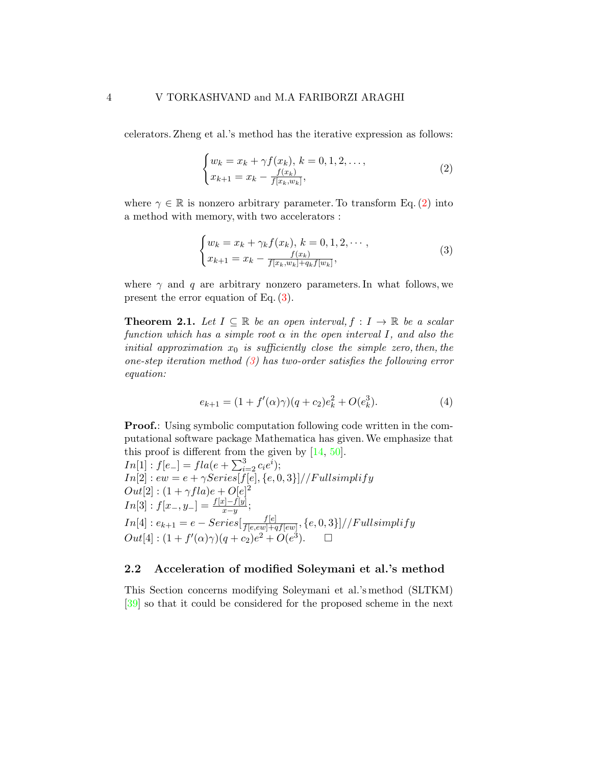celerators. Zheng et al.'s method has the iterative expression as follows:

$$
\begin{cases} w_k = x_k + \gamma f(x_k), \; k = 0,1,2,\ldots, \\ x_{k+1} = x_k - \frac{f(x_k)}{f[x_k, w_k]}, \end{cases} \tag{2}
$$

where $\gamma \in \mathbb{R}$ is nonzero arbitrary parameter. To transform Eq. (2) into a method with memory, with two accelerators :

$$
\begin{cases} w_k = x_k + \gamma_k f(x_k), \; k = 0,1,2,\cdots, \\ x_{k+1} = x_k - \frac{f(x_k)}{f[x_k, w_k] + q_k f[w_k]}, \end{cases} \tag{3}
$$

where $\gamma$ and $q$ are arbitrary nonzero parameters. In what follows, we present the error equation of Eq. (3).

**Theorem 2.1.** *Let $I \subseteq \mathbb{R}$ be an open interval, $f : I \to \mathbb{R}$ be a scalar function which has a simple root $\alpha$ in the open interval $I$, and also the initial approximation $x_0$ is sufficiently close the simple zero, then, the one-step iteration method (3) has two-order satisfies the following error equation:*

$$
e_{k+1} = (1 + f'(\alpha)\gamma)(q + c_2)e_k^2 + O(e_k^3). \tag{4}
$$

**Proof.**: Using symbolic computation following code written in the computational software package Mathematica has given. We emphasize that this proof is different from the given by [14, 50].

$In[1] : f[e\_] = fla(e + \sum_{i=2}^{3} c_i e^i);$
$In[2] : ew = e + \gamma Series[f[e], \{e, 0, 3\}]//Fullsimplify$
$Out[2] : (1 + \gamma fla)e + O[e]^2$
$In[3] : f[x\_, y\_] = \frac{f[x] - f[y]}{x - y};$
$In[4] : e_{k+1} = e - Series[\frac{f[e]}{f[e, ew] + qf[ew]}, \{e, 0, 3\}]//Fullsimplify$
$Out[4] : (1 + f'(\alpha)\gamma)(q + c_2)e^2 + O(e^3).$ $\square$

### 2.2 Acceleration of modified Soleymani et al.'s method

This Section concerns modifying Soleymani et al.'s method (SLTKM) [39] so that it could be considered for the proposed scheme in the next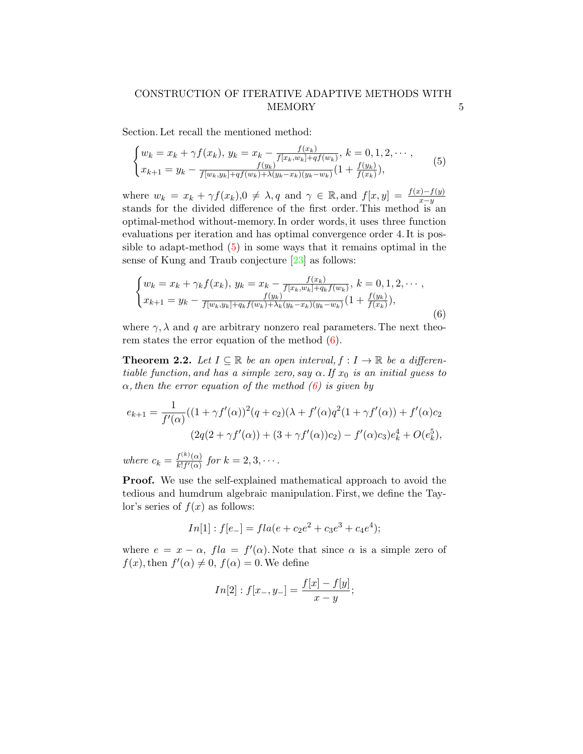Section. Let recall the mentioned method:

$$
\begin{cases} w_k = x_k + \gamma f(x_k),\ y_k = x_k - \frac{f(x_k)}{f[x_k,w_k]+qf(w_k)},\ k = 0,1,2,\cdots, \\ x_{k+1} = y_k - \frac{f(y_k)}{f[w_k,y_k]+qf(w_k)+\lambda(y_k-x_k)(y_k-w_k)}(1+\frac{f(y_k)}{f(x_k)}), \end{cases} \tag{5}
$$

where $w_k = x_k + \gamma f(x_k)$, $0 \neq \lambda, q$ and $\gamma \in \mathbb{R}$, and $f[x,y] = \frac{f(x)-f(y)}{x-y}$ stands for the divided difference of the first order. This method is an optimal-method without-memory. In order words, it uses three function evaluations per iteration and has optimal convergence order 4. It is possible to adapt-method (5) in some ways that it remains optimal in the sense of Kung and Traub conjecture [23] as follows:

$$
\begin{cases} w_k = x_k + \gamma_k f(x_k),\ y_k = x_k - \frac{f(x_k)}{f[x_k,w_k]+q_k f(w_k)},\ k = 0,1,2,\cdots, \\ x_{k+1} = y_k - \frac{f(y_k)}{f[w_k,y_k]+q_k f(w_k)+\lambda_k(y_k-x_k)(y_k-w_k)}(1+\frac{f(y_k)}{f(x_k)}), \end{cases} \tag{6}
$$

where $\gamma, \lambda$ and $q$ are arbitrary nonzero real parameters. The next theorem states the error equation of the method (6).

**Theorem 2.2.** *Let $I \subseteq \mathbb{R}$ be an open interval, $f: I \to \mathbb{R}$ be a differentiable function, and has a simple zero, say $\alpha$. If $x_0$ is an initial guess to $\alpha$, then the error equation of the method (6) is given by*

$$
e_{k+1} = \frac{1}{f'(\alpha)}((1+\gamma f'(\alpha))^2(q+c_2)(\lambda + f'(\alpha)q^2(1+\gamma f'(\alpha)) + f'(\alpha)c_2
$$
$$
(2q(2+\gamma f'(\alpha)) + (3+\gamma f'(\alpha))c_2) - f'(\alpha)c_3)e_k^4 + O(e_k^5),
$$

*where $c_k = \frac{f^{(k)}(\alpha)}{k!f'(\alpha)}$ for $k = 2,3,\cdots$.*

**Proof.** We use the self-explained mathematical approach to avoid the tedious and humdrum algebraic manipulation. First, we define the Taylor's series of $f(x)$ as follows:

$$
In[1] : f[e\_] = fla(e + c_2e^2 + c_3e^3 + c_4e^4);
$$

where $e = x - \alpha$, $fla = f'(\alpha)$. Note that since $\alpha$ is a simple zero of $f(x)$, then $f'(\alpha) \neq 0$, $f(\alpha) = 0$. We define

$$
In[2] : f[x\_, y\_] = \frac{f[x] - f[y]}{x - y};
$$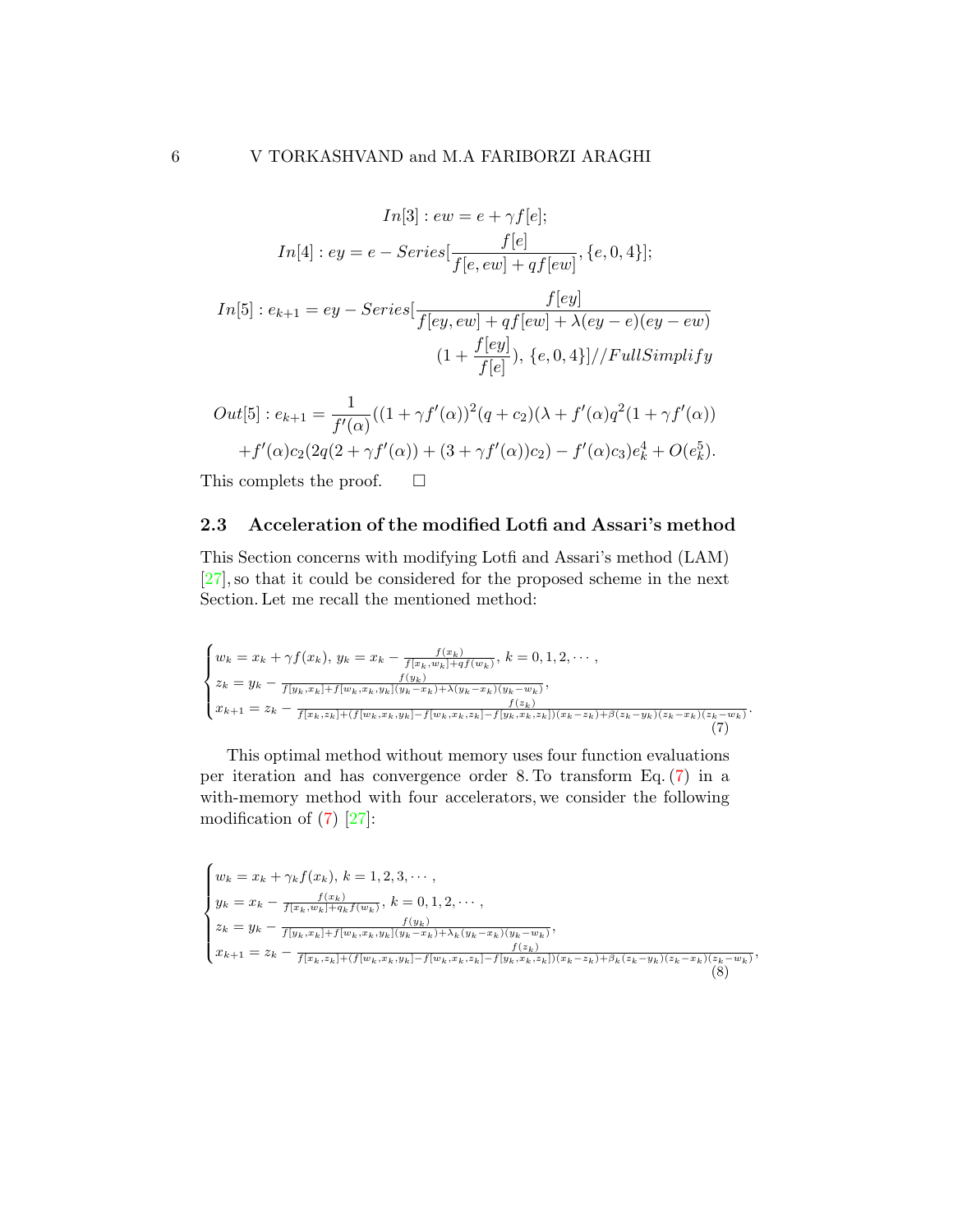$$In[3]: ew = e + \gamma f[e];$$

$$In[4]: ey = e - Series[\frac{f[e]}{f[e, ew] + q f[ew]}, \{e, 0, 4\}];$$

$$In[5]: e_{k+1} = ey - Series[\frac{f[ey]}{f[ey, ew] + q f[ew] + \lambda(ey - e)(ey - ew)} (1 + \frac{f[ey]}{f[e]}), \{e, 0, 4\}]//FullSimplify$$

$$Out[5]: e_{k+1} = \frac{1}{f'(\alpha)}((1 + \gamma f'(\alpha))^2 (q + c_2)(\lambda + f'(\alpha) q^2 (1 + \gamma f'(\alpha)) + f'(\alpha) c_2 (2q(2 + \gamma f'(\alpha)) + (3 + \gamma f'(\alpha)) c_2) - f'(\alpha) c_3) e_k^4 + O(e_k^5).$$

This complets the proof. □

### 2.3 Acceleration of the modified Lotfi and Assari's method

This Section concerns with modifying Lotfi and Assari's method (LAM) [27], so that it could be considered for the proposed scheme in the next Section. Let me recall the mentioned method:

$$\begin{cases} w_k = x_k + \gamma f(x_k),\ y_k = x_k - \frac{f(x_k)}{f[x_k, w_k] + q f(w_k)},\ k = 0, 1, 2, \cdots, \\ z_k = y_k - \frac{f(y_k)}{f[y_k, x_k] + f[w_k, x_k, y_k](y_k - x_k) + \lambda(y_k - x_k)(y_k - w_k)}, \\ x_{k+1} = z_k - \frac{f(z_k)}{f[x_k, z_k] + (f[w_k, x_k, y_k] - f[w_k, x_k, z_k] - f[y_k, x_k, z_k])(x_k - z_k) + \beta(z_k - y_k)(z_k - x_k)(z_k - w_k)}. \end{cases} \tag{7}$$

This optimal method without memory uses four function evaluations per iteration and has convergence order 8. To transform Eq. (7) in a with-memory method with four accelerators, we consider the following modification of (7) [27]:

$$\begin{cases} w_k = x_k + \gamma_k f(x_k),\ k = 1, 2, 3, \cdots, \\ y_k = x_k - \frac{f(x_k)}{f[x_k, w_k] + q_k f(w_k)},\ k = 0, 1, 2, \cdots, \\ z_k = y_k - \frac{f(y_k)}{f[y_k, x_k] + f[w_k, x_k, y_k](y_k - x_k) + \lambda_k (y_k - x_k)(y_k - w_k)}, \\ x_{k+1} = z_k - \frac{f(z_k)}{f[x_k, z_k] + (f[w_k, x_k, y_k] - f[w_k, x_k, z_k] - f[y_k, x_k, z_k])(x_k - z_k) + \beta_k (z_k - y_k)(z_k - x_k)(z_k - w_k)}, \end{cases} \tag{8}$$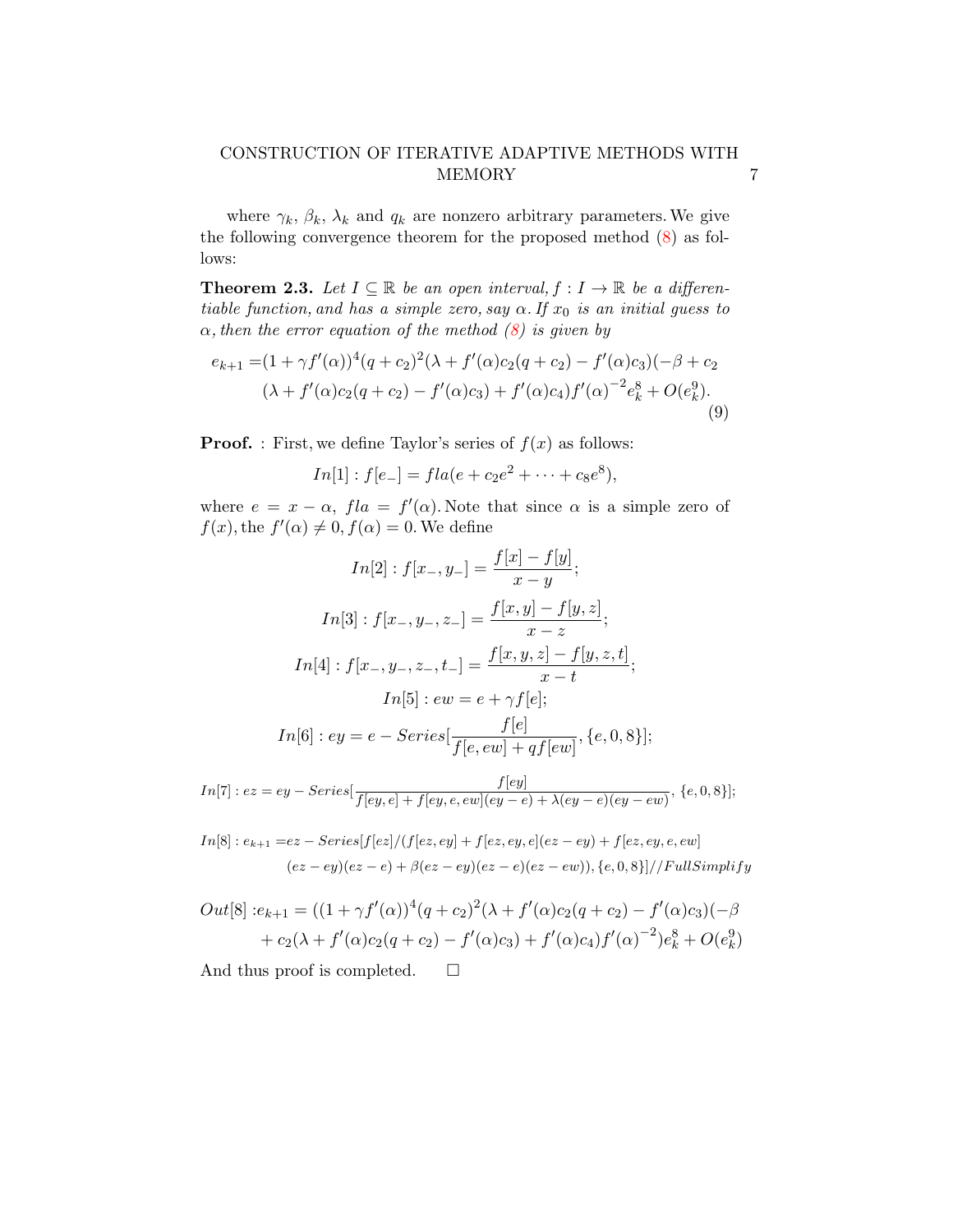where $\gamma_k$, $\beta_k$, $\lambda_k$ and $q_k$ are nonzero arbitrary parameters. We give the following convergence theorem for the proposed method (8) as follows:

**Theorem 2.3.** *Let $I \subseteq \mathbb{R}$ be an open interval, $f: I \to \mathbb{R}$ be a differentiable function, and has a simple zero, say $\alpha$. If $x_0$ is an initial guess to $\alpha$, then the error equation of the method (8) is given by*

$$
\begin{aligned}
e_{k+1} =& (1+\gamma f'(\alpha))^4 (q+c_2)^2 (\lambda + f'(\alpha)c_2(q+c_2) - f'(\alpha)c_3)(-\beta + c_2 \\
& (\lambda + f'(\alpha)c_2(q+c_2) - f'(\alpha)c_3) + f'(\alpha)c_4) f'(\alpha)^{-2} e_k^8 + O(e_k^9).
\end{aligned} \tag{9}
$$

**Proof.** : First, we define Taylor's series of $f(x)$ as follows:

$$In[1] : f[e\_] = fla(e + c_2 e^2 + \cdots + c_8 e^8),$$

where $e = x - \alpha$, $fla = f'(\alpha)$. Note that since $\alpha$ is a simple zero of $f(x)$, the $f'(\alpha) \neq 0, f(\alpha) = 0$. We define

$$In[2] : f[x\_, y\_] = \frac{f[x] - f[y]}{x - y};$$

$$In[3] : f[x\_, y\_, z\_] = \frac{f[x, y] - f[y, z]}{x - z};$$

$$In[4] : f[x\_, y\_, z\_, t\_] = \frac{f[x, y, z] - f[y, z, t]}{x - t};$$

$$In[5] : ew = e + \gamma f[e];$$

$$In[6] : ey = e - Series[\frac{f[e]}{f[e, ew] + q f[ew]}, \{e, 0, 8\}];$$

$$In[7] : ez = ey - Series[\frac{f[ey]}{f[ey, e] + f[ey, e, ew](ey - e) + \lambda(ey - e)(ey - ew)}, \{e, 0, 8\}];$$

$$
\begin{aligned}
In[8] : e_{k+1} =& ez - Series[f[ez]/(f[ez, ey] + f[ez, ey, e](ez - ey) + f[ez, ey, e, ew] \\
& (ez - ey)(ez - e) + \beta(ez - ey)(ez - e)(ez - ew)), \{e, 0, 8\}] // FullSimplify
\end{aligned}
$$

$$
\begin{aligned}
Out[8] : e_{k+1} =& ((1+\gamma f'(\alpha))^4 (q+c_2)^2 (\lambda + f'(\alpha)c_2(q+c_2) - f'(\alpha)c_3)(-\beta \\
& + c_2(\lambda + f'(\alpha)c_2(q+c_2) - f'(\alpha)c_3) + f'(\alpha)c_4) f'(\alpha)^{-2}) e_k^8 + O(e_k^9)
\end{aligned}
$$

And thus proof is completed. $\square$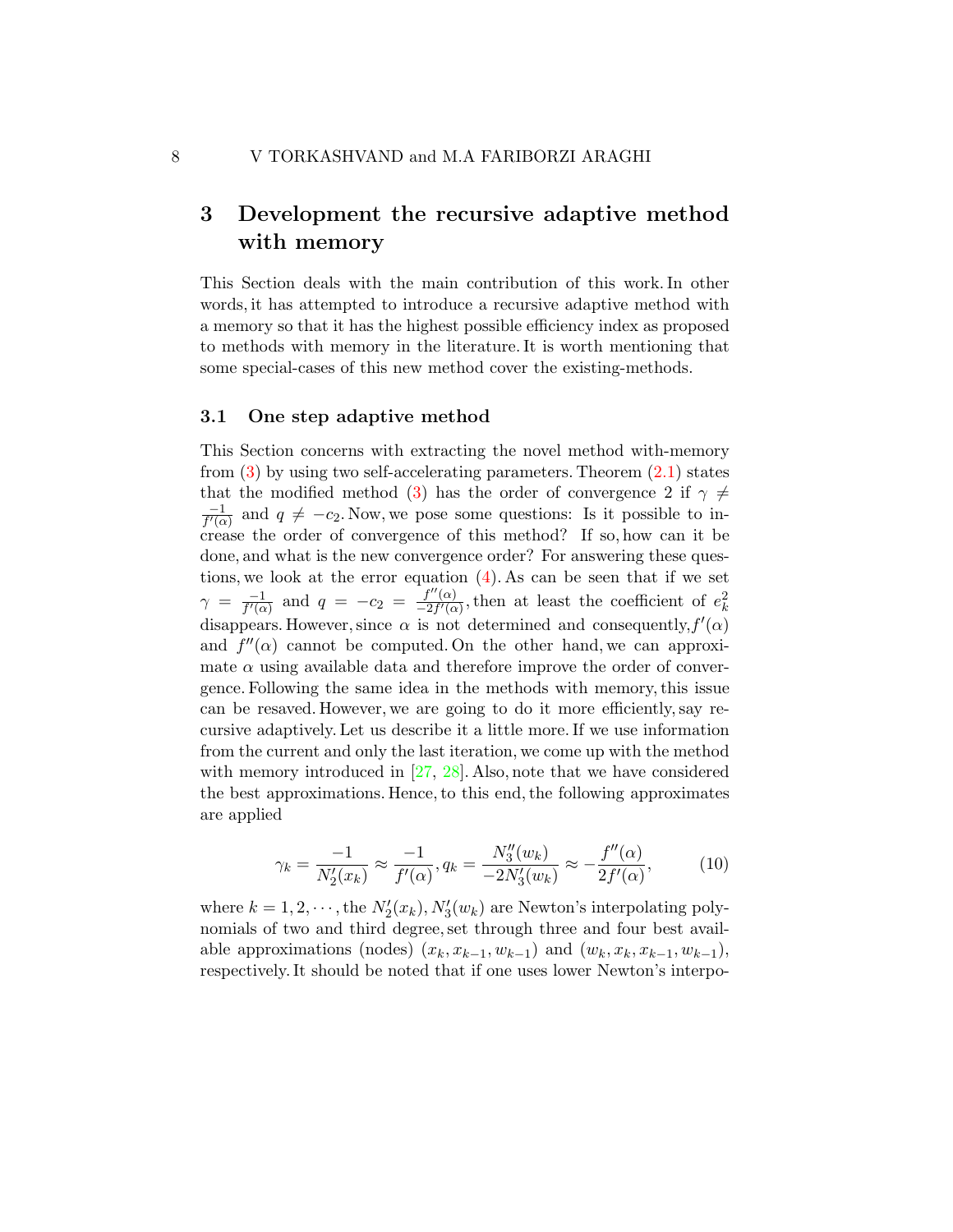## 3 Development the recursive adaptive method with memory

This Section deals with the main contribution of this work. In other words, it has attempted to introduce a recursive adaptive method with a memory so that it has the highest possible efficiency index as proposed to methods with memory in the literature. It is worth mentioning that some special-cases of this new method cover the existing-methods.

### 3.1 One step adaptive method

This Section concerns with extracting the novel method with-memory from (3) by using two self-accelerating parameters. Theorem (2.1) states that the modified method (3) has the order of convergence 2 if $\gamma \neq \frac{-1}{f'(\alpha)}$ and $q \neq -c_2$. Now, we pose some questions: Is it possible to increase the order of convergence of this method? If so, how can it be done, and what is the new convergence order? For answering these questions, we look at the error equation (4). As can be seen that if we set $\gamma = \frac{-1}{f'(\alpha)}$ and $q = -c_2 = \frac{f''(\alpha)}{-2f'(\alpha)}$, then at least the coefficient of $e_k^2$ disappears. However, since $\alpha$ is not determined and consequently, $f'(\alpha)$ and $f''(\alpha)$ cannot be computed. On the other hand, we can approximate $\alpha$ using available data and therefore improve the order of convergence. Following the same idea in the methods with memory, this issue can be resaved. However, we are going to do it more efficiently, say recursive adaptively. Let us describe it a little more. If we use information from the current and only the last iteration, we come up with the method with memory introduced in [27, 28]. Also, note that we have considered the best approximations. Hence, to this end, the following approximates are applied

$$\gamma_k = \frac{-1}{N_2'(x_k)} \approx \frac{-1}{f'(\alpha)}, q_k = \frac{N_3''(w_k)}{-2N_3'(w_k)} \approx -\frac{f''(\alpha)}{2f'(\alpha)}, \tag{10}$$

where $k = 1, 2, \cdots$, the $N_2'(x_k), N_3'(w_k)$ are Newton's interpolating polynomials of two and third degree, set through three and four best available approximations (nodes) $(x_k, x_{k-1}, w_{k-1})$ and $(w_k, x_k, x_{k-1}, w_{k-1})$, respectively. It should be noted that if one uses lower Newton's interpo-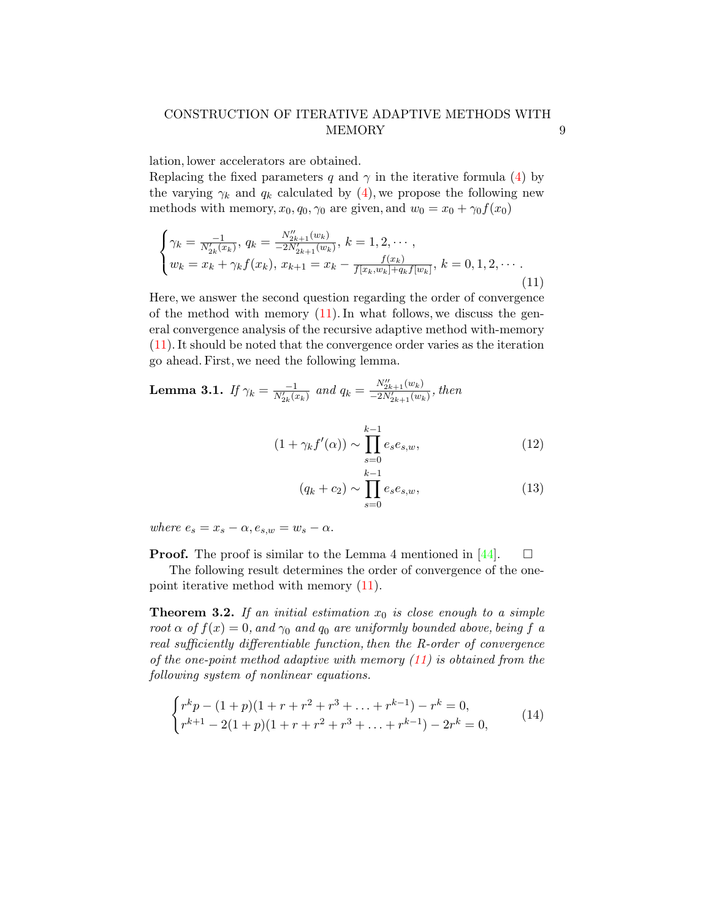lation, lower accelerators are obtained.
Replacing the fixed parameters $q$ and $\gamma$ in the iterative formula (4) by the varying $\gamma_k$ and $q_k$ calculated by (4), we propose the following new methods with memory, $x_0, q_0, \gamma_0$ are given, and $w_0 = x_0 + \gamma_0 f(x_0)$

$$
\begin{cases}
\gamma_k = \frac{-1}{N'_{2k}(x_k)},\ q_k = \frac{N''_{2k+1}(w_k)}{-2N'_{2k+1}(w_k)},\ k = 1, 2, \cdots, \\
w_k = x_k + \gamma_k f(x_k),\ x_{k+1} = x_k - \frac{f(x_k)}{f[x_k, w_k] + q_k f[w_k]},\ k = 0, 1, 2, \cdots.
\end{cases}
\tag{11}
$$

Here, we answer the second question regarding the order of convergence of the method with memory (11). In what follows, we discuss the general convergence analysis of the recursive adaptive method with-memory (11). It should be noted that the convergence order varies as the iteration go ahead. First, we need the following lemma.

**Lemma 3.1.** *If $\gamma_k = \frac{-1}{N'_{2k}(x_k)}$ and $q_k = \frac{N''_{2k+1}(w_k)}{-2N'_{2k+1}(w_k)}$, then*

$$
(1 + \gamma_k f'(\alpha)) \sim \prod_{s=0}^{k-1} e_s e_{s,w}, \tag{12}
$$

$$
(q_k + c_2) \sim \prod_{s=0}^{k-1} e_s e_{s,w}, \tag{13}
$$

*where $e_s = x_s - \alpha, e_{s,w} = w_s - \alpha$.*

**Proof.** The proof is similar to the Lemma 4 mentioned in [44]. $\square$

The following result determines the order of convergence of the one-point iterative method with memory (11).

**Theorem 3.2.** *If an initial estimation $x_0$ is close enough to a simple root $\alpha$ of $f(x) = 0$, and $\gamma_0$ and $q_0$ are uniformly bounded above, being $f$ a real sufficiently differentiable function, then the R-order of convergence of the one-point method adaptive with memory (11) is obtained from the following system of nonlinear equations.*

$$
\begin{cases}
r^k p - (1+p)(1 + r + r^2 + r^3 + \ldots + r^{k-1}) - r^k = 0, \\
r^{k+1} - 2(1+p)(1 + r + r^2 + r^3 + \ldots + r^{k-1}) - 2r^k = 0,
\end{cases}
\tag{14}
$$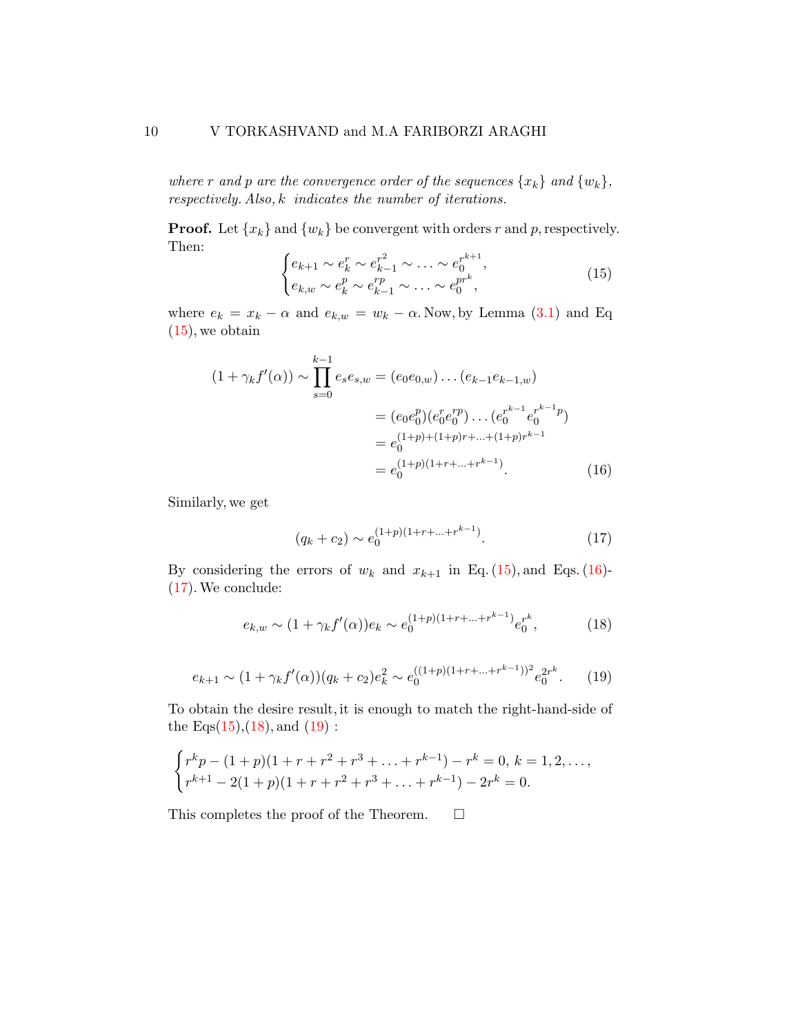*where $r$ and $p$ are the convergence order of the sequences $\{x_k\}$ and $\{w_k\}$, respectively. Also, $k$ indicates the number of iterations.*

**Proof.** Let $\{x_k\}$ and $\{w_k\}$ be convergent with orders $r$ and $p$, respectively. Then:

$$
\begin{cases}
e_{k+1} \sim e_k^r \sim e_{k-1}^{r^2} \sim \ldots \sim e_0^{r^{k+1}}, \\
e_{k,w} \sim e_k^p \sim e_{k-1}^{rp} \sim \ldots \sim e_0^{pr^k},
\end{cases}
\tag{15}
$$

where $e_k = x_k - \alpha$ and $e_{k,w} = w_k - \alpha$. Now, by Lemma (3.1) and Eq (15), we obtain

$$
\begin{aligned}
(1 + \gamma_k f'(\alpha)) \sim \prod_{s=0}^{k-1} e_s e_{s,w} &= (e_0 e_{0,w}) \ldots (e_{k-1} e_{k-1,w}) \\
&= (e_0 e_0^p)(e_0^r e_0^{rp}) \ldots (e_0^{r^{k-1}} e_0^{r^{k-1}p}) \\
&= e_0^{(1+p)+(1+p)r+\ldots+(1+p)r^{k-1}} \\
&= e_0^{(1+p)(1+r+\ldots+r^{k-1})}.
\end{aligned}
\tag{16}
$$

Similarly, we get

$$
(q_k + c_2) \sim e_0^{(1+p)(1+r+\ldots+r^{k-1})}. \tag{17}
$$

By considering the errors of $w_k$ and $x_{k+1}$ in Eq. (15), and Eqs. (16)-(17). We conclude:

$$
e_{k,w} \sim (1 + \gamma_k f'(\alpha)) e_k \sim e_0^{(1+p)(1+r+\ldots+r^{k-1})} e_0^{r^k}, \tag{18}
$$

$$
e_{k+1} \sim (1 + \gamma_k f'(\alpha))(q_k + c_2) e_k^2 \sim e_0^{((1+p)(1+r+\ldots+r^{k-1}))^2} e_0^{2r^k}. \tag{19}
$$

To obtain the desire result, it is enough to match the right-hand-side of the Eqs(15),(18), and (19) :

$$
\begin{cases}
r^k p - (1+p)(1 + r + r^2 + r^3 + \ldots + r^{k-1}) - r^k = 0, \; k = 1, 2, \ldots, \\
r^{k+1} - 2(1+p)(1 + r + r^2 + r^3 + \ldots + r^{k-1}) - 2r^k = 0.
\end{cases}
$$

This completes the proof of the Theorem. $\square$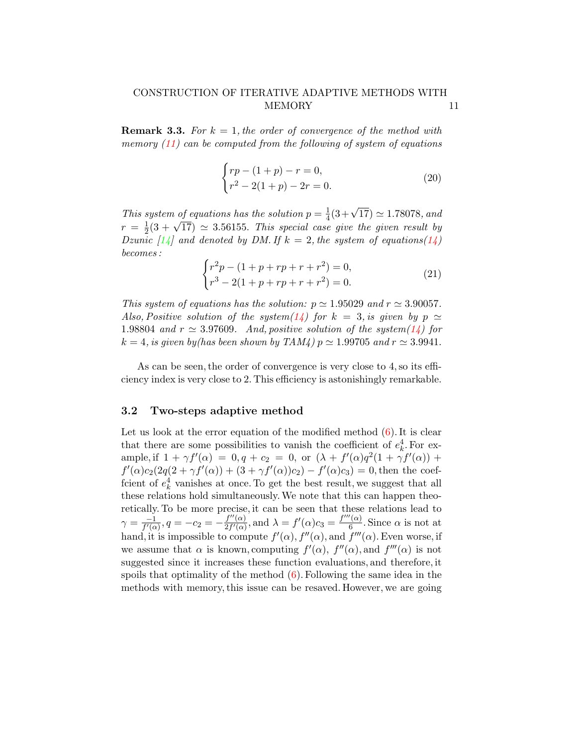**Remark 3.3.** *For $k = 1$, the order of convergence of the method with memory (11) can be computed from the following of system of equations*

$$\begin{cases} rp - (1+p) - r = 0, \\ r^2 - 2(1+p) - 2r = 0. \end{cases} \tag{20}$$

*This system of equations has the solution $p = \frac{1}{4}(3+\sqrt{17}) \simeq 1.78078$, and $r = \frac{1}{2}(3+\sqrt{17}) \simeq 3.56155$. This special case give the given result by Dzunic [14] and denoted by DM. If $k = 2$, the system of equations(14) becomes :*

$$\begin{cases} r^2 p - (1+p+rp+r+r^2) = 0, \\ r^3 - 2(1+p+rp+r+r^2) = 0. \end{cases} \tag{21}$$

*This system of equations has the solution: $p \simeq 1.95029$ and $r \simeq 3.90057$. Also, Positive solution of the system(14) for $k = 3$, is given by $p \simeq 1.98804$ and $r \simeq 3.97609$. And, positive solution of the system(14) for $k = 4$, is given by(has been shown by TAM4) $p \simeq 1.99705$ and $r \simeq 3.9941$.*

As can be seen, the order of convergence is very close to 4, so its efficiency index is very close to 2. This efficiency is astonishingly remarkable.

### 3.2 Two-steps adaptive method

Let us look at the error equation of the modified method (6). It is clear that there are some possibilities to vanish the coefficient of $e_k^4$. For example, if $1+\gamma f'(\alpha) = 0, q + c_2 = 0$, or $(\lambda + f'(\alpha)q^2(1+\gamma f'(\alpha)) + f'(\alpha)c_2(2q(2+\gamma f'(\alpha)) + (3+\gamma f'(\alpha))c_2) - f'(\alpha)c_3) = 0$, then the coeffcient of $e_k^4$ vanishes at once. To get the best result, we suggest that all these relations hold simultaneously. We note that this can happen theoretically. To be more precise, it can be seen that these relations lead to $\gamma = \frac{-1}{f'(\alpha)}, q = -c_2 = -\frac{f''(\alpha)}{2f'(\alpha)}$, and $\lambda = f'(\alpha)c_3 = \frac{f'''(\alpha)}{6}$. Since $\alpha$ is not at hand, it is impossible to compute $f'(\alpha), f''(\alpha)$, and $f'''(\alpha)$. Even worse, if we assume that $\alpha$ is known, computing $f'(\alpha)$, $f''(\alpha)$, and $f'''(\alpha)$ is not suggested since it increases these function evaluations, and therefore, it spoils that optimality of the method (6). Following the same idea in the methods with memory, this issue can be resaved. However, we are going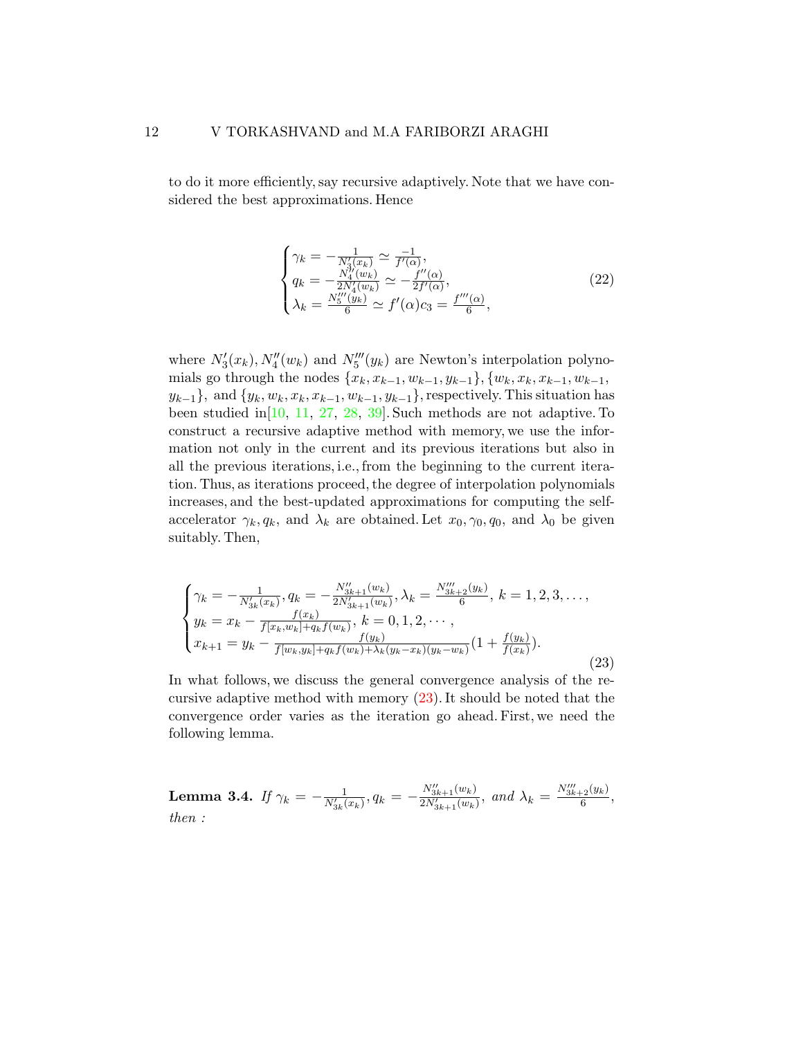to do it more efficiently, say recursive adaptively. Note that we have considered the best approximations. Hence

$$
\begin{cases}
\gamma_k = -\frac{1}{N_3'(x_k)} \simeq \frac{-1}{f'(\alpha)}, \\
q_k = -\frac{N_4''(w_k)}{2N_4'(w_k)} \simeq -\frac{f''(\alpha)}{2f'(\alpha)}, \\
\lambda_k = \frac{N_5'''(y_k)}{6} \simeq f'(\alpha)c_3 = \frac{f'''(\alpha)}{6},
\end{cases}
\tag{22}
$$

where $N_3'(x_k), N_4''(w_k)$ and $N_5'''(y_k)$ are Newton's interpolation polynomials go through the nodes $\{x_k, x_{k-1}, w_{k-1}, y_{k-1}\}$, $\{w_k, x_k, x_{k-1}, w_{k-1}, y_{k-1}\}$, and $\{y_k, w_k, x_k, x_{k-1}, w_{k-1}, y_{k-1}\}$, respectively. This situation has been studied in[10, 11, 27, 28, 39]. Such methods are not adaptive. To construct a recursive adaptive method with memory, we use the information not only in the current and its previous iterations but also in all the previous iterations, i.e., from the beginning to the current iteration. Thus, as iterations proceed, the degree of interpolation polynomials increases, and the best-updated approximations for computing the self-accelerator $\gamma_k, q_k$, and $\lambda_k$ are obtained. Let $x_0, \gamma_0, q_0$, and $\lambda_0$ be given suitably. Then,

$$
\begin{cases}
\gamma_k = -\frac{1}{N_{3k}'(x_k)}, q_k = -\frac{N_{3k+1}''(w_k)}{2N_{3k+1}'(w_k)}, \lambda_k = \frac{N_{3k+2}'''(y_k)}{6}, \; k = 1, 2, 3, \ldots, \\
y_k = x_k - \frac{f(x_k)}{f[x_k, w_k] + q_k f(w_k)}, \; k = 0, 1, 2, \cdots, \\
x_{k+1} = y_k - \frac{f(y_k)}{f[w_k, y_k] + q_k f(w_k) + \lambda_k (y_k - x_k)(y_k - w_k)} \left(1 + \frac{f(y_k)}{f(x_k)}\right).
\end{cases}
\tag{23}
$$

In what follows, we discuss the general convergence analysis of the recursive adaptive method with memory (23). It should be noted that the convergence order varies as the iteration go ahead. First, we need the following lemma.

**Lemma 3.4.** *If* $\gamma_k = -\frac{1}{N_{3k}'(x_k)}, q_k = -\frac{N_{3k+1}''(w_k)}{2N_{3k+1}'(w_k)}$, *and* $\lambda_k = \frac{N_{3k+2}'''(y_k)}{6}$, *then :*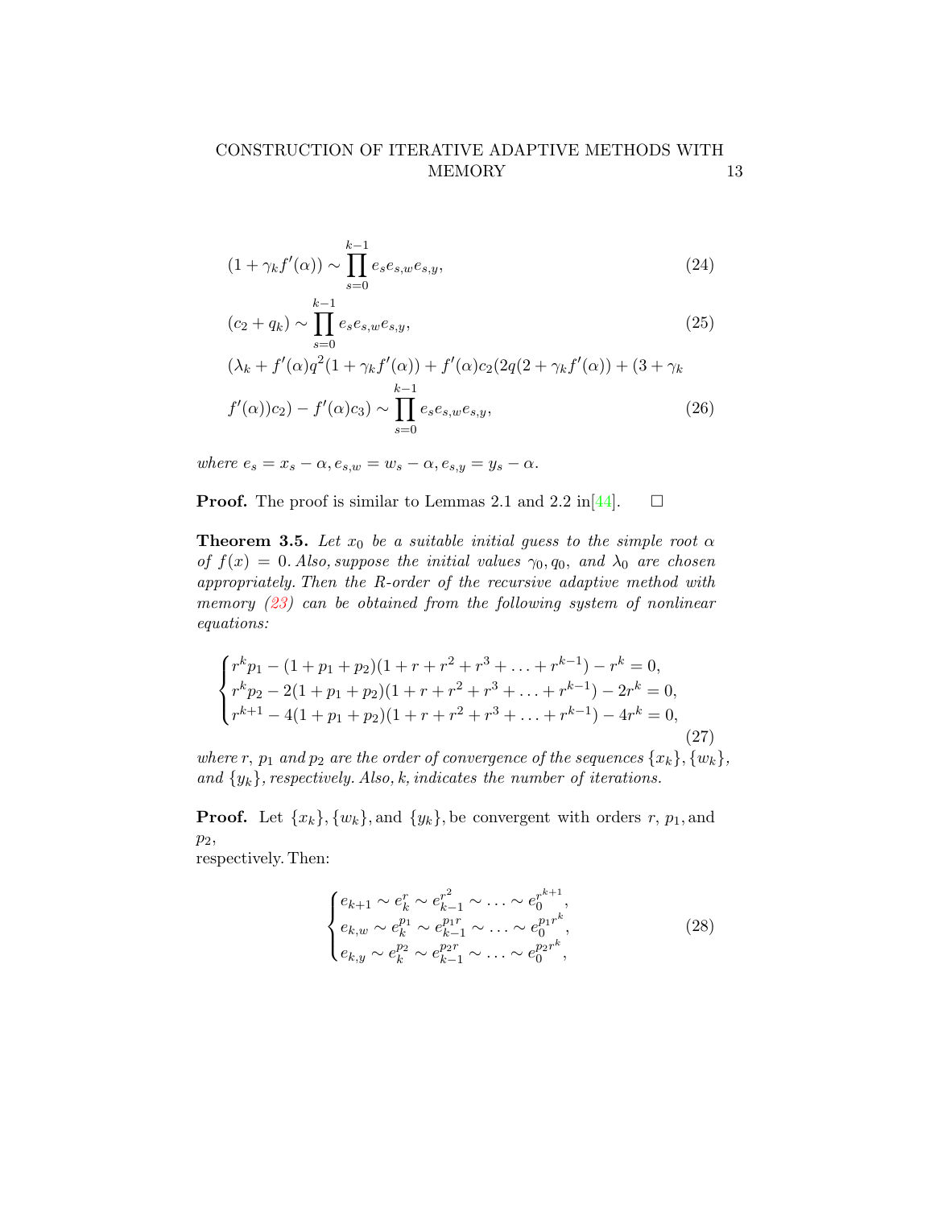$$
(1+\gamma_k f'(\alpha)) \sim \prod_{s=0}^{k-1} e_s e_{s,w} e_{s,y}, \tag{24}
$$

$$
(c_2+q_k) \sim \prod_{s=0}^{k-1} e_s e_{s,w} e_{s,y}, \tag{25}
$$

$$
\begin{aligned}
&(\lambda_k + f'(\alpha)q^2(1+\gamma_k f'(\alpha)) + f'(\alpha)c_2(2q(2+\gamma_k f'(\alpha)) + (3+\gamma_k \\
&f'(\alpha))c_2) - f'(\alpha)c_3) \sim \prod_{s=0}^{k-1} e_s e_{s,w} e_{s,y},
\end{aligned} \tag{26}
$$

*where* $e_s = x_s - \alpha, e_{s,w} = w_s - \alpha, e_{s,y} = y_s - \alpha.$

**Proof.** The proof is similar to Lemmas 2.1 and 2.2 in[44]. □

**Theorem 3.5.** *Let $x_0$ be a suitable initial guess to the simple root $\alpha$ of $f(x) = 0$. Also, suppose the initial values $\gamma_0, q_0,$ and $\lambda_0$ are chosen appropriately. Then the R-order of the recursive adaptive method with memory (23) can be obtained from the following system of nonlinear equations:*

$$
\begin{cases}
r^k p_1 - (1+p_1+p_2)(1+r+r^2+r^3+\ldots+r^{k-1}) - r^k = 0, \\
r^k p_2 - 2(1+p_1+p_2)(1+r+r^2+r^3+\ldots+r^{k-1}) - 2r^k = 0, \\
r^{k+1} - 4(1+p_1+p_2)(1+r+r^2+r^3+\ldots+r^{k-1}) - 4r^k = 0,
\end{cases} \tag{27}
$$

*where $r$, $p_1$ and $p_2$ are the order of convergence of the sequences $\{x_k\}, \{w_k\}$, and $\{y_k\}$, respectively. Also, $k$, indicates the number of iterations.*

**Proof.** Let $\{x_k\}, \{w_k\},$ and $\{y_k\}$, be convergent with orders $r$, $p_1$, and $p_2$,
respectively. Then:

$$
\begin{cases}
e_{k+1} \sim e_k^r \sim e_{k-1}^{r^2} \sim \ldots \sim e_0^{r^{k+1}}, \\
e_{k,w} \sim e_k^{p_1} \sim e_{k-1}^{p_1 r} \sim \ldots \sim e_0^{p_1 r^k}, \\
e_{k,y} \sim e_k^{p_2} \sim e_{k-1}^{p_2 r} \sim \ldots \sim e_0^{p_2 r^k},
\end{cases} \tag{28}
$$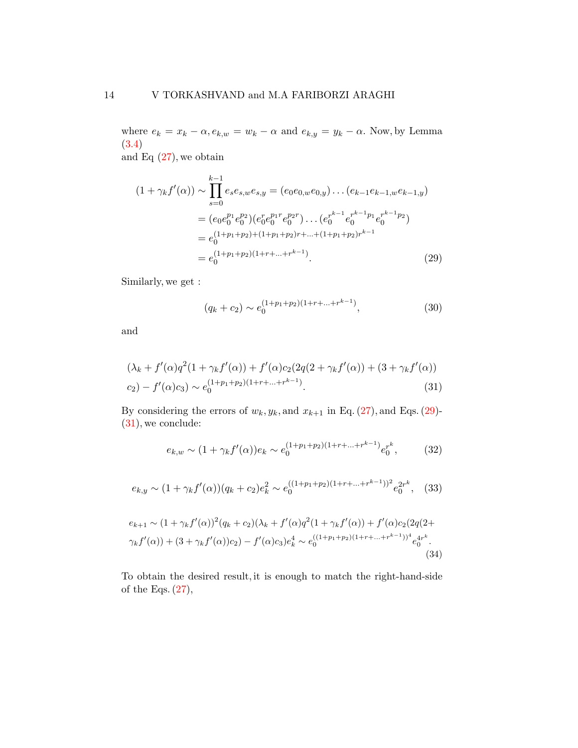where $e_k = x_k - \alpha, e_{k,w} = w_k - \alpha$ and $e_{k,y} = y_k - \alpha$. Now, by Lemma (3.4)
and Eq (27), we obtain

$$
\begin{aligned}
(1+\gamma_k f'(\alpha)) &\sim \prod_{s=0}^{k-1} e_s e_{s,w} e_{s,y} = (e_0 e_{0,w} e_{0,y}) \dots (e_{k-1} e_{k-1,w} e_{k-1,y}) \\
&= (e_0 e_0^{p_1} e_0^{p_2})(e_0^{r} e_0^{p_1 r} e_0^{p_2 r}) \dots (e_0^{r^{k-1}} e_0^{r^{k-1} p_1} e_0^{r^{k-1} p_2}) \\
&= e_0^{(1+p_1+p_2)+(1+p_1+p_2)r+\dots+(1+p_1+p_2)r^{k-1}} \\
&= e_0^{(1+p_1+p_2)(1+r+\dots+r^{k-1})}. 
\end{aligned}
\tag{29}
$$

Similarly, we get :

$$
(q_k + c_2) \sim e_0^{(1+p_1+p_2)(1+r+\dots+r^{k-1})}, \tag{30}
$$

and

$$
\begin{aligned}
&(\lambda_k + f'(\alpha) q^2 (1+\gamma_k f'(\alpha)) + f'(\alpha) c_2 (2q(2+\gamma_k f'(\alpha)) + (3+\gamma_k f'(\alpha)) \\
&c_2) - f'(\alpha) c_3) \sim e_0^{(1+p_1+p_2)(1+r+\dots+r^{k-1})}.
\end{aligned}
\tag{31}
$$

By considering the errors of $w_k, y_k,$ and $x_{k+1}$ in Eq. (27), and Eqs. (29)-(31), we conclude:

$$
e_{k,w} \sim (1+\gamma_k f'(\alpha)) e_k \sim e_0^{(1+p_1+p_2)(1+r+\dots+r^{k-1})} e_0^{r^k}, \tag{32}
$$

$$
e_{k,y} \sim (1+\gamma_k f'(\alpha))(q_k + c_2) e_k^2 \sim e_0^{((1+p_1+p_2)(1+r+\dots+r^{k-1}))^2} e_0^{2r^k}, \tag{33}
$$

$$
\begin{aligned}
&e_{k+1} \sim (1+\gamma_k f'(\alpha))^2 (q_k + c_2)(\lambda_k + f'(\alpha) q^2 (1+\gamma_k f'(\alpha)) + f'(\alpha) c_2 (2q(2+ \\
&\gamma_k f'(\alpha)) + (3+\gamma_k f'(\alpha)) c_2) - f'(\alpha) c_3) e_k^4 \sim e_0^{((1+p_1+p_2)(1+r+\dots+r^{k-1}))^4} e_0^{4r^k}.
\end{aligned}
\tag{34}
$$

To obtain the desired result, it is enough to match the right-hand-side of the Eqs. (27),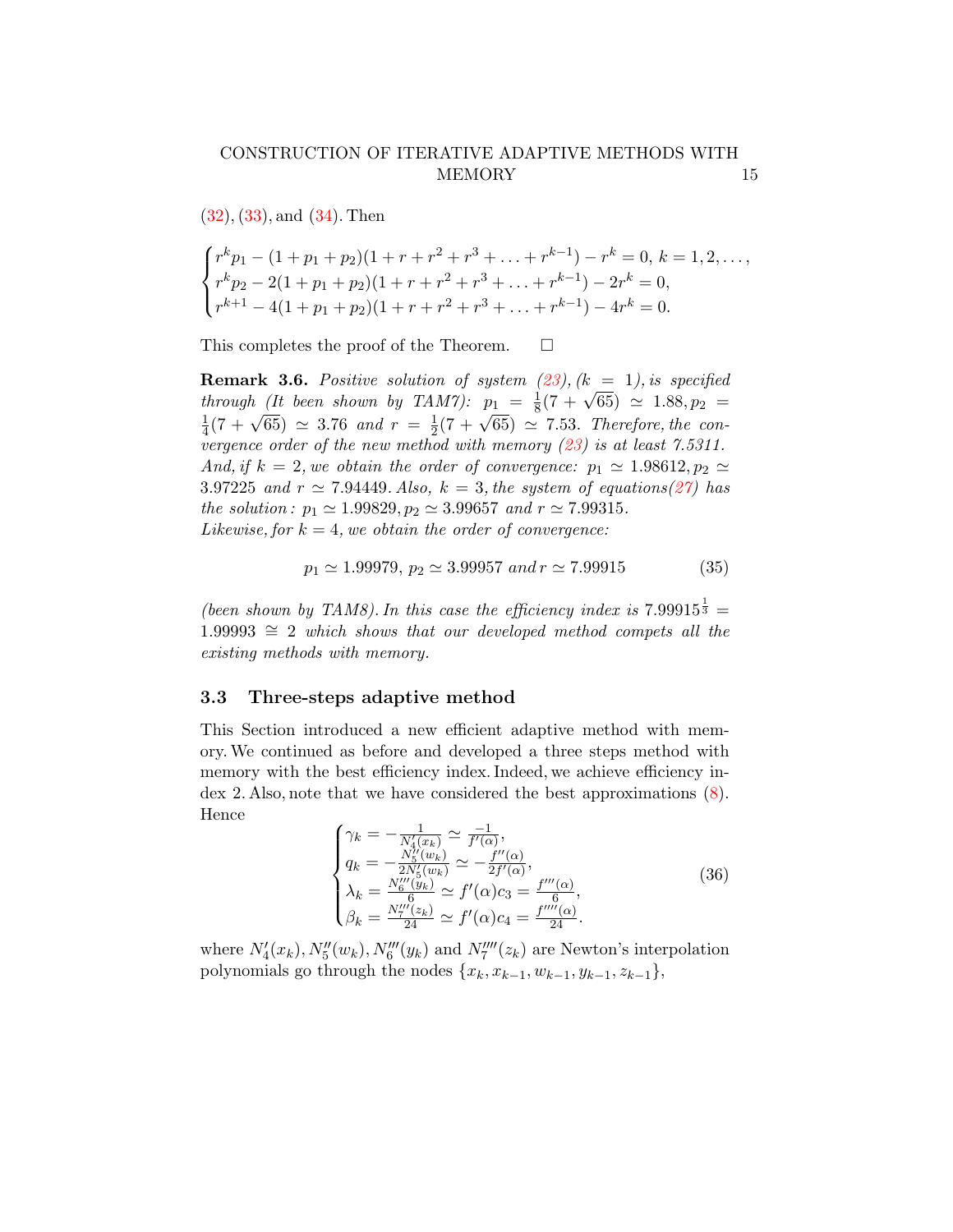(32), (33), and (34). Then

$$\begin{cases} r^k p_1 - (1+p_1+p_2)(1+r+r^2+r^3+\ldots+r^{k-1}) - r^k = 0,\ k=1,2,\ldots, \\ r^k p_2 - 2(1+p_1+p_2)(1+r+r^2+r^3+\ldots+r^{k-1}) - 2r^k = 0, \\ r^{k+1} - 4(1+p_1+p_2)(1+r+r^2+r^3+\ldots+r^{k-1}) - 4r^k = 0. \end{cases}$$

This completes the proof of the Theorem. □

**Remark 3.6.** *Positive solution of system (23), ($k=1$), is specified through (It been shown by TAM7): $p_1 = \frac{1}{8}(7+\sqrt{65}) \simeq 1.88, p_2 = \frac{1}{4}(7+\sqrt{65}) \simeq 3.76$ and $r = \frac{1}{2}(7+\sqrt{65}) \simeq 7.53$. Therefore, the convergence order of the new method with memory (23) is at least 7.5311. And, if $k=2$, we obtain the order of convergence: $p_1 \simeq 1.98612, p_2 \simeq 3.97225$ and $r \simeq 7.94449$. Also, $k=3$, the system of equations(27) has the solution : $p_1 \simeq 1.99829, p_2 \simeq 3.99657$ and $r \simeq 7.99315$.*
*Likewise, for $k=4$, we obtain the order of convergence:*

$$p_1 \simeq 1.99979,\ p_2 \simeq 3.99957 \text{ and } r \simeq 7.99915 \tag{35}$$

*(been shown by TAM8). In this case the efficiency index is $7.99915^{\frac{1}{3}} = 1.99993 \cong 2$ which shows that our developed method compets all the existing methods with memory.*

### 3.3 Three-steps adaptive method

This Section introduced a new efficient adaptive method with memory. We continued as before and developed a three steps method with memory with the best efficiency index. Indeed, we achieve efficiency index 2. Also, note that we have considered the best approximations (8). Hence

$$\begin{cases} \gamma_k = -\frac{1}{N_4'(x_k)} \simeq \frac{-1}{f'(\alpha)}, \\ q_k = -\frac{N_5''(w_k)}{2N_5'(w_k)} \simeq -\frac{f''(\alpha)}{2f'(\alpha)}, \\ \lambda_k = \frac{N_6'''(y_k)}{6} \simeq f'(\alpha)c_3 = \frac{f'''(\alpha)}{6}, \\ \beta_k = \frac{N_7''''(z_k)}{24} \simeq f'(\alpha)c_4 = \frac{f''''(\alpha)}{24}. \end{cases} \tag{36}$$

where $N_4'(x_k), N_5''(w_k), N_6'''(y_k)$ and $N_7''''(z_k)$ are Newton's interpolation polynomials go through the nodes $\{x_k, x_{k-1}, w_{k-1}, y_{k-1}, z_{k-1}\}$,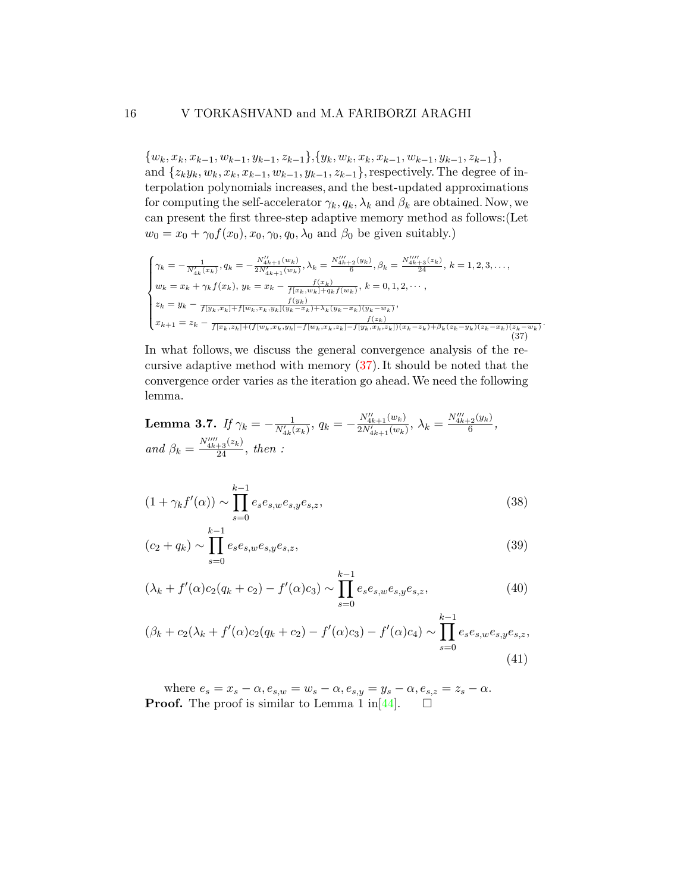$\{w_k, x_k, x_{k-1}, w_{k-1}, y_{k-1}, z_{k-1}\}$,$\{y_k, w_k, x_k, x_{k-1}, w_{k-1}, y_{k-1}, z_{k-1}\}$, and $\{z_k y_k, w_k, x_k, x_{k-1}, w_{k-1}, y_{k-1}, z_{k-1}\}$, respectively. The degree of interpolation polynomials increases, and the best-updated approximations for computing the self-accelerator $\gamma_k, q_k, \lambda_k$ and $\beta_k$ are obtained. Now, we can present the first three-step adaptive memory method as follows:(Let $w_0 = x_0 + \gamma_0 f(x_0), x_0, \gamma_0, q_0, \lambda_0$ and $\beta_0$ be given suitably.)

$$
\begin{cases}
\gamma_k = -\frac{1}{N'_{4k}(x_k)}, q_k = -\frac{N''_{4k+1}(w_k)}{2N'_{4k+1}(w_k)}, \lambda_k = \frac{N'''_{4k+2}(y_k)}{6}, \beta_k = \frac{N''''_{4k+3}(z_k)}{24},\ k = 1, 2, 3, \ldots, \\
w_k = x_k + \gamma_k f(x_k),\ y_k = x_k - \frac{f(x_k)}{f[x_k, w_k] + q_k f(w_k)},\ k = 0, 1, 2, \cdots, \\
z_k = y_k - \frac{f(y_k)}{f[y_k, x_k] + f[w_k, x_k, y_k](y_k - x_k) + \lambda_k (y_k - x_k)(y_k - w_k)}, \\
x_{k+1} = z_k - \frac{f(z_k)}{f[x_k, z_k] + (f[w_k, x_k, y_k] - f[w_k, x_k, z_k] - f[y_k, x_k, z_k])(x_k - z_k) + \beta_k (z_k - y_k)(z_k - x_k)(z_k - w_k)}.
\end{cases}
\tag{37}
$$

In what follows, we discuss the general convergence analysis of the recursive adaptive method with memory (37). It should be noted that the convergence order varies as the iteration go ahead. We need the following lemma.

**Lemma 3.7.** *If* $\gamma_k = -\frac{1}{N'_{4k}(x_k)}$, $q_k = -\frac{N''_{4k+1}(w_k)}{2N'_{4k+1}(w_k)}$, $\lambda_k = \frac{N'''_{4k+2}(y_k)}{6}$, *and* $\beta_k = \frac{N''''_{4k+3}(z_k)}{24}$, *then :*

$$
(1 + \gamma_k f'(\alpha)) \sim \prod_{s=0}^{k-1} e_s e_{s,w} e_{s,y} e_{s,z}, \tag{38}
$$

$$
(c_2 + q_k) \sim \prod_{s=0}^{k-1} e_s e_{s,w} e_{s,y} e_{s,z}, \tag{39}
$$

$$
(\lambda_k + f'(\alpha) c_2 (q_k + c_2) - f'(\alpha) c_3) \sim \prod_{s=0}^{k-1} e_s e_{s,w} e_{s,y} e_{s,z}, \tag{40}
$$

$$
(\beta_k + c_2(\lambda_k + f'(\alpha) c_2 (q_k + c_2) - f'(\alpha) c_3) - f'(\alpha) c_4) \sim \prod_{s=0}^{k-1} e_s e_{s,w} e_{s,y} e_{s,z}, \tag{41}
$$

where $e_s = x_s - \alpha, e_{s,w} = w_s - \alpha, e_{s,y} = y_s - \alpha, e_{s,z} = z_s - \alpha$.

**Proof.** The proof is similar to Lemma 1 in[44]. □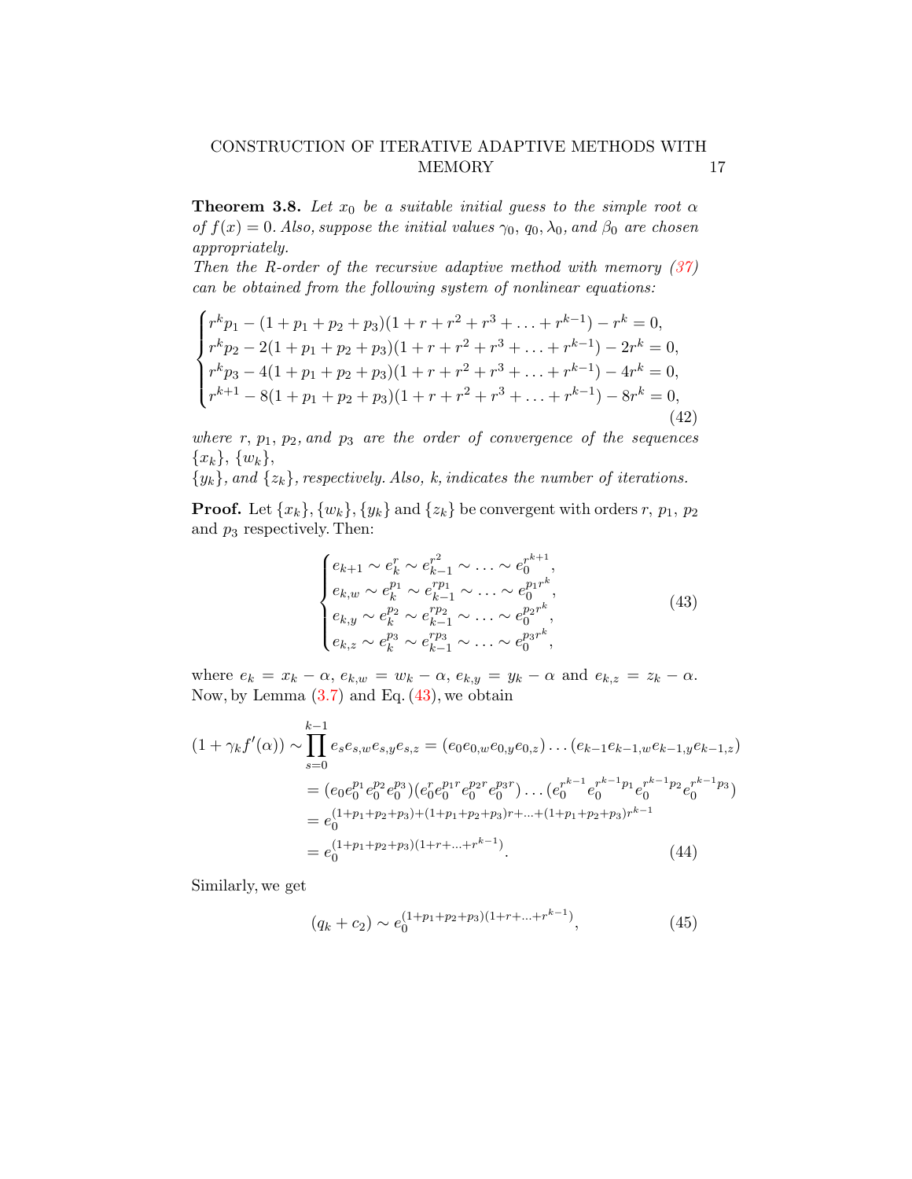**Theorem 3.8.** *Let $x_0$ be a suitable initial guess to the simple root $\alpha$ of $f(x) = 0$. Also, suppose the initial values $\gamma_0$, $q_0, \lambda_0$, and $\beta_0$ are chosen appropriately.*
*Then the R-order of the recursive adaptive method with memory (37) can be obtained from the following system of nonlinear equations:*

$$
\begin{cases}
r^k p_1 - (1 + p_1 + p_2 + p_3)(1 + r + r^2 + r^3 + \ldots + r^{k-1}) - r^k = 0,\\
r^k p_2 - 2(1 + p_1 + p_2 + p_3)(1 + r + r^2 + r^3 + \ldots + r^{k-1}) - 2r^k = 0,\\
r^k p_3 - 4(1 + p_1 + p_2 + p_3)(1 + r + r^2 + r^3 + \ldots + r^{k-1}) - 4r^k = 0,\\
r^{k+1} - 8(1 + p_1 + p_2 + p_3)(1 + r + r^2 + r^3 + \ldots + r^{k-1}) - 8r^k = 0,
\end{cases}
\tag{42}
$$

*where $r$, $p_1$, $p_2$, and $p_3$ are the order of convergence of the sequences $\{x_k\}$, $\{w_k\}$,*
*$\{y_k\}$, and $\{z_k\}$, respectively. Also, $k$, indicates the number of iterations.*

**Proof.** Let $\{x_k\}$, $\{w_k\}$, $\{y_k\}$ and $\{z_k\}$ be convergent with orders $r$, $p_1$, $p_2$ and $p_3$ respectively. Then:

$$
\begin{cases}
e_{k+1} \sim e_k^r \sim e_{k-1}^{r^2} \sim \ldots \sim e_0^{r^{k+1}},\\
e_{k,w} \sim e_k^{p_1} \sim e_{k-1}^{rp_1} \sim \ldots \sim e_0^{p_1 r^k},\\
e_{k,y} \sim e_k^{p_2} \sim e_{k-1}^{rp_2} \sim \ldots \sim e_0^{p_2 r^k},\\
e_{k,z} \sim e_k^{p_3} \sim e_{k-1}^{rp_3} \sim \ldots \sim e_0^{p_3 r^k},
\end{cases}
\tag{43}
$$

where $e_k = x_k - \alpha$, $e_{k,w} = w_k - \alpha$, $e_{k,y} = y_k - \alpha$ and $e_{k,z} = z_k - \alpha$. Now, by Lemma (3.7) and Eq. (43), we obtain

$$
\begin{aligned}
(1 + \gamma_k f'(\alpha)) &\sim \prod_{s=0}^{k-1} e_s e_{s,w} e_{s,y} e_{s,z} = (e_0 e_{0,w} e_{0,y} e_{0,z}) \ldots (e_{k-1} e_{k-1,w} e_{k-1,y} e_{k-1,z})\\
&= (e_0 e_0^{p_1} e_0^{p_2} e_0^{p_3})(e_0^r e_0^{p_1 r} e_0^{p_2 r} e_0^{p_3 r}) \ldots (e_0^{r^{k-1}} e_0^{r^{k-1} p_1} e_0^{r^{k-1} p_2} e_0^{r^{k-1} p_3})\\
&= e_0^{(1+p_1+p_2+p_3)+(1+p_1+p_2+p_3)r+\ldots+(1+p_1+p_2+p_3)r^{k-1}}\\
&= e_0^{(1+p_1+p_2+p_3)(1+r+\ldots+r^{k-1})}.
\end{aligned}
\tag{44}
$$

Similarly, we get

$$
(q_k + c_2) \sim e_0^{(1+p_1+p_2+p_3)(1+r+\ldots+r^{k-1})},
\tag{45}
$$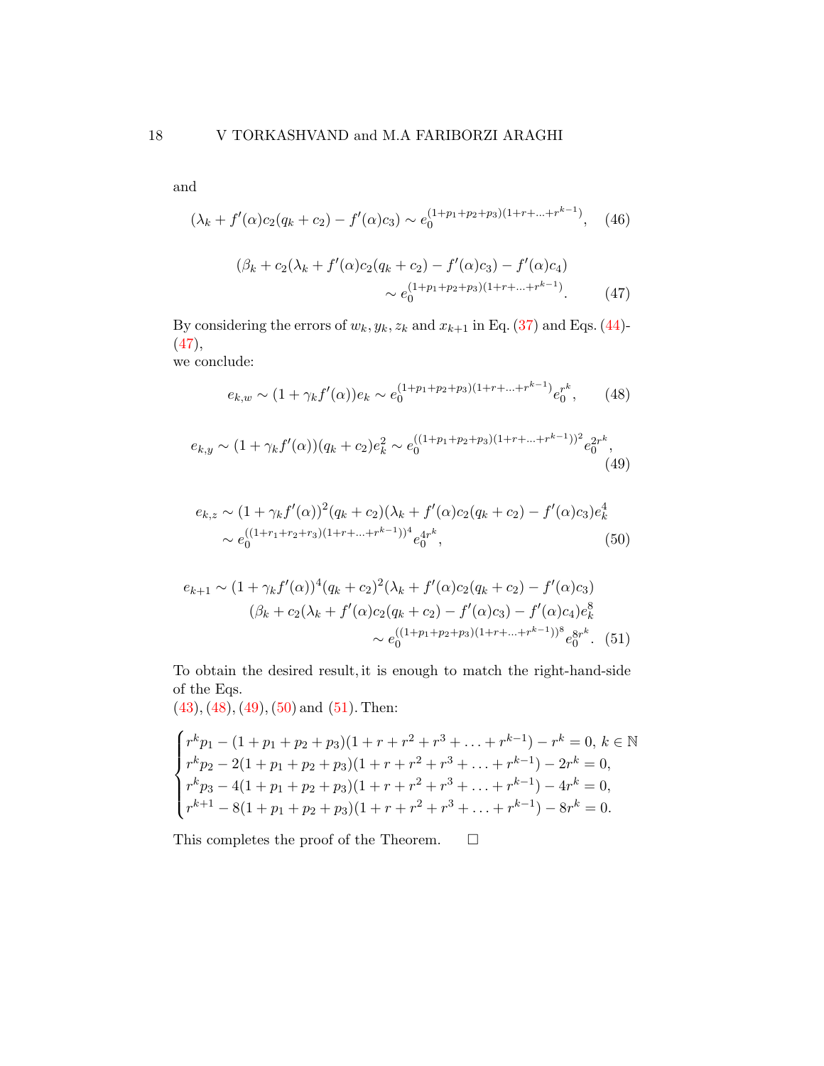and

$$(\lambda_k + f'(\alpha)c_2(q_k + c_2) - f'(\alpha)c_3) \sim e_0^{(1+p_1+p_2+p_3)(1+r+\ldots+r^{k-1})}, \quad (46)$$

$$(\beta_k + c_2(\lambda_k + f'(\alpha)c_2(q_k + c_2) - f'(\alpha)c_3) - f'(\alpha)c_4) \sim e_0^{(1+p_1+p_2+p_3)(1+r+\ldots+r^{k-1})}. \quad (47)$$

By considering the errors of $w_k, y_k, z_k$ and $x_{k+1}$ in Eq. (37) and Eqs. (44)-(47),
we conclude:

$$e_{k,w} \sim (1 + \gamma_k f'(\alpha))e_k \sim e_0^{(1+p_1+p_2+p_3)(1+r+\ldots+r^{k-1})} e_0^{r^k}, \quad (48)$$

$$e_{k,y} \sim (1 + \gamma_k f'(\alpha))(q_k + c_2)e_k^2 \sim e_0^{((1+p_1+p_2+p_3)(1+r+\ldots+r^{k-1}))^2} e_0^{2r^k}, \quad (49)$$

$$\begin{aligned} e_{k,z} &\sim (1 + \gamma_k f'(\alpha))^2(q_k + c_2)(\lambda_k + f'(\alpha)c_2(q_k + c_2) - f'(\alpha)c_3)e_k^4 \\ &\sim e_0^{((1+r_1+r_2+r_3)(1+r+\ldots+r^{k-1}))^4} e_0^{4r^k}, \end{aligned} \quad (50)$$

$$\begin{aligned} e_{k+1} \sim\ & (1 + \gamma_k f'(\alpha))^4(q_k + c_2)^2(\lambda_k + f'(\alpha)c_2(q_k + c_2) - f'(\alpha)c_3) \\ & (\beta_k + c_2(\lambda_k + f'(\alpha)c_2(q_k + c_2) - f'(\alpha)c_3) - f'(\alpha)c_4)e_k^8 \\ & \sim e_0^{((1+p_1+p_2+p_3)(1+r+\ldots+r^{k-1}))^8} e_0^{8r^k}. \end{aligned} \quad (51)$$

To obtain the desired result, it is enough to match the right-hand-side of the Eqs.
(43), (48), (49), (50) and (51). Then:

$$\begin{cases} r^k p_1 - (1 + p_1 + p_2 + p_3)(1 + r + r^2 + r^3 + \ldots + r^{k-1}) - r^k = 0, \ k \in \mathbb{N} \\ r^k p_2 - 2(1 + p_1 + p_2 + p_3)(1 + r + r^2 + r^3 + \ldots + r^{k-1}) - 2r^k = 0, \\ r^k p_3 - 4(1 + p_1 + p_2 + p_3)(1 + r + r^2 + r^3 + \ldots + r^{k-1}) - 4r^k = 0, \\ r^{k+1} - 8(1 + p_1 + p_2 + p_3)(1 + r + r^2 + r^3 + \ldots + r^{k-1}) - 8r^k = 0. \end{cases}$$

This completes the proof of the Theorem. □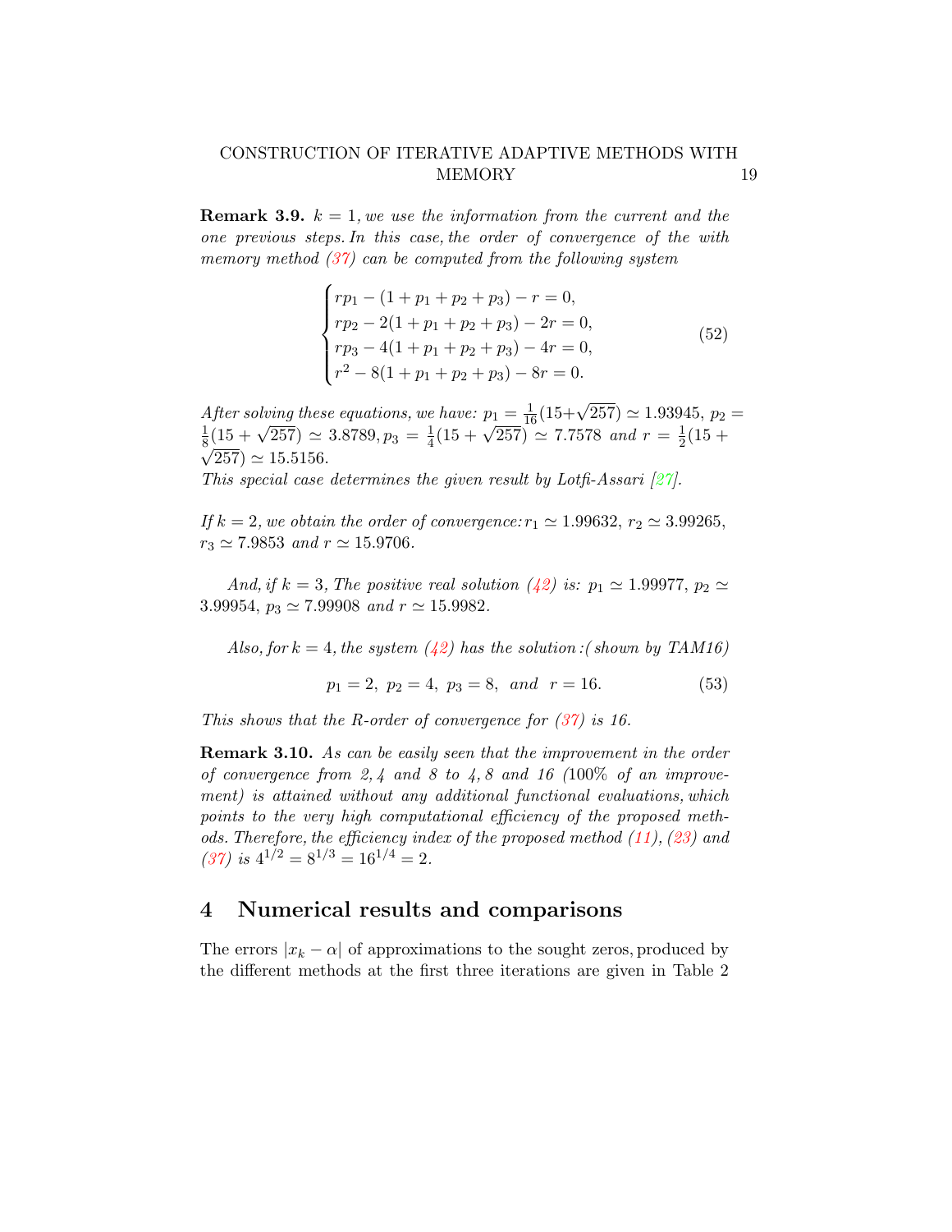**Remark 3.9.** *$k = 1$, we use the information from the current and the one previous steps. In this case, the order of convergence of the with memory method (37) can be computed from the following system*

$$
\begin{cases}
rp_1 - (1 + p_1 + p_2 + p_3) - r = 0, \\
rp_2 - 2(1 + p_1 + p_2 + p_3) - 2r = 0, \\
rp_3 - 4(1 + p_1 + p_2 + p_3) - 4r = 0, \\
r^2 - 8(1 + p_1 + p_2 + p_3) - 8r = 0.
\end{cases}
\tag{52}
$$

*After solving these equations, we have: $p_1 = \frac{1}{16}(15+\sqrt{257}) \simeq 1.93945$, $p_2 = \frac{1}{8}(15 + \sqrt{257}) \simeq 3.8789, p_3 = \frac{1}{4}(15 + \sqrt{257}) \simeq 7.7578$ and $r = \frac{1}{2}(15 + \sqrt{257}) \simeq 15.5156$.*
*This special case determines the given result by Lotfi-Assari [27].*

*If $k = 2$, we obtain the order of convergence: $r_1 \simeq 1.99632$, $r_2 \simeq 3.99265$, $r_3 \simeq 7.9853$ and $r \simeq 15.9706$.*

*And, if $k = 3$, The positive real solution (42) is: $p_1 \simeq 1.99977$, $p_2 \simeq 3.99954$, $p_3 \simeq 7.99908$ and $r \simeq 15.9982$.*

*Also, for $k = 4$, the system (42) has the solution :( shown by TAM16)*

$$
p_1 = 2,\ p_2 = 4,\ p_3 = 8,\ \ and\ \ r = 16. \tag{53}
$$

*This shows that the R-order of convergence for (37) is 16.*

**Remark 3.10.** *As can be easily seen that the improvement in the order of convergence from 2, 4 and 8 to 4, 8 and 16 (100% of an improvement) is attained without any additional functional evaluations, which points to the very high computational efficiency of the proposed methods. Therefore, the efficiency index of the proposed method (11), (23) and (37) is $4^{1/2} = 8^{1/3} = 16^{1/4} = 2$.*

## 4 Numerical results and comparisons

The errors $|x_k - \alpha|$ of approximations to the sought zeros, produced by the different methods at the first three iterations are given in Table 2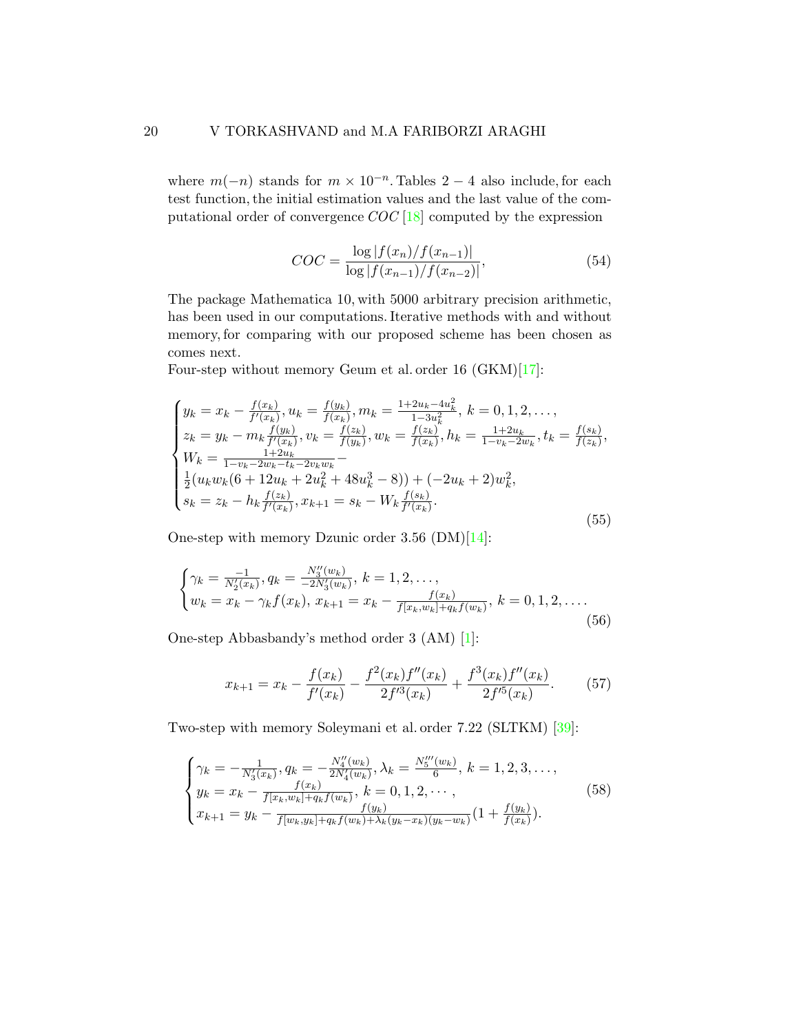where $m(-n)$ stands for $m \times 10^{-n}$. Tables $2-4$ also include, for each test function, the initial estimation values and the last value of the computational order of convergence $COC$ [18] computed by the expression

$$COC = \frac{\log |f(x_n)/f(x_{n-1})|}{\log |f(x_{n-1})/f(x_{n-2})|}, \tag{54}$$

The package Mathematica 10, with 5000 arbitrary precision arithmetic, has been used in our computations. Iterative methods with and without memory, for comparing with our proposed scheme has been chosen as comes next.

Four-step without memory Geum et al. order 16 (GKM)[17]:

$$\begin{cases} y_k = x_k - \frac{f(x_k)}{f'(x_k)}, u_k = \frac{f(y_k)}{f(x_k)}, m_k = \frac{1+2u_k-4u_k^2}{1-3u_k^2},\ k = 0, 1, 2, \ldots, \\ z_k = y_k - m_k \frac{f(y_k)}{f'(x_k)}, v_k = \frac{f(z_k)}{f(y_k)}, w_k = \frac{f(z_k)}{f(x_k)}, h_k = \frac{1+2u_k}{1-v_k-2w_k}, t_k = \frac{f(s_k)}{f(z_k)}, \\ W_k = \frac{1+2u_k}{1-v_k-2w_k-t_k-2v_kw_k} - \\ \frac{1}{2}(u_kw_k(6+12u_k+2u_k^2+48u_k^3-8)) + (-2u_k+2)w_k^2, \\ s_k = z_k - h_k \frac{f(z_k)}{f'(x_k)}, x_{k+1} = s_k - W_k \frac{f(s_k)}{f'(x_k)}. \end{cases} \tag{55}$$

One-step with memory Dzunic order 3.56 (DM)[14]:

$$\begin{cases} \gamma_k = \frac{-1}{N_2'(x_k)}, q_k = \frac{N_3''(w_k)}{-2N_3'(w_k)},\ k = 1, 2, \ldots, \\ w_k = x_k - \gamma_k f(x_k),\ x_{k+1} = x_k - \frac{f(x_k)}{f[x_k, w_k] + q_k f(w_k)},\ k = 0, 1, 2, \ldots. \end{cases} \tag{56}$$

One-step Abbasbandy's method order 3 (AM) [1]:

$$x_{k+1} = x_k - \frac{f(x_k)}{f'(x_k)} - \frac{f^2(x_k)f''(x_k)}{2f'^3(x_k)} + \frac{f^3(x_k)f''(x_k)}{2f'^5(x_k)}. \tag{57}$$

Two-step with memory Soleymani et al. order 7.22 (SLTKM) [39]:

$$\begin{cases} \gamma_k = -\frac{1}{N_3'(x_k)}, q_k = -\frac{N_4''(w_k)}{2N_4'(w_k)}, \lambda_k = \frac{N_5'''(w_k)}{6},\ k = 1, 2, 3, \ldots, \\ y_k = x_k - \frac{f(x_k)}{f[x_k, w_k] + q_k f(w_k)},\ k = 0, 1, 2, \cdots, \\ x_{k+1} = y_k - \frac{f(y_k)}{f[w_k, y_k] + q_k f(w_k) + \lambda_k (y_k - x_k)(y_k - w_k)} (1 + \frac{f(y_k)}{f(x_k)}). \end{cases} \tag{58}$$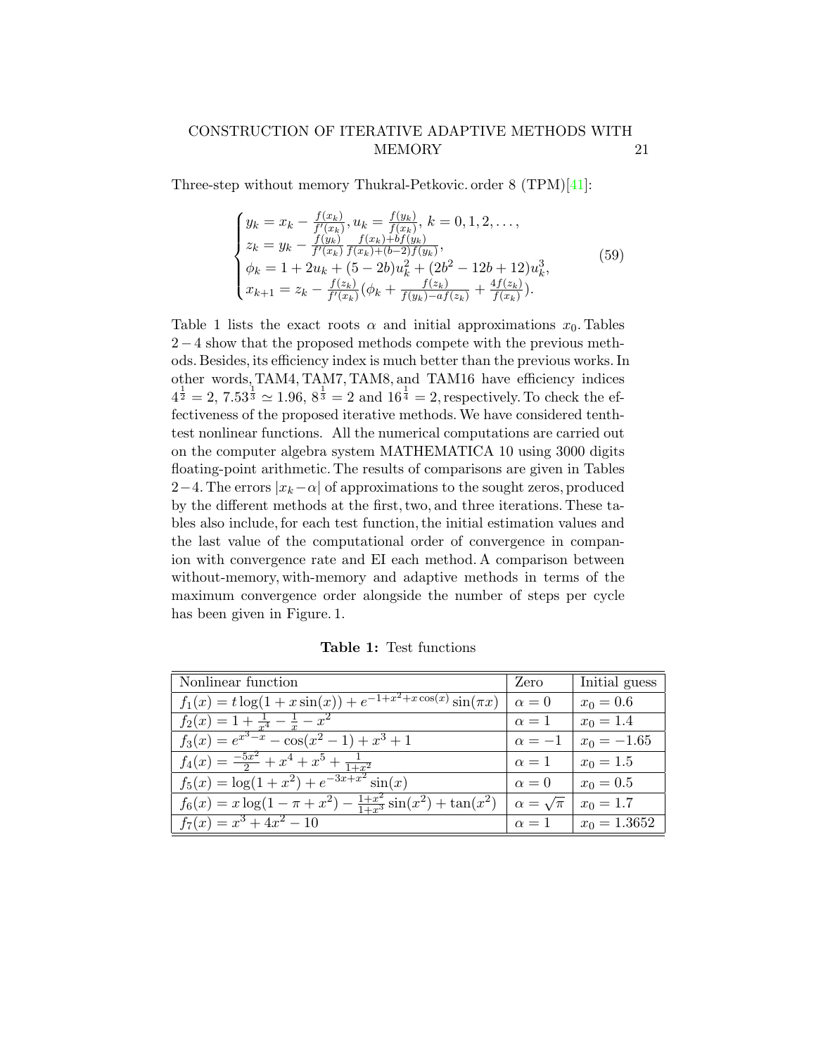Three-step without memory Thukral-Petkovic. order 8 (TPM)[41]:

$$
\begin{cases}
y_k = x_k - \frac{f(x_k)}{f'(x_k)}, u_k = \frac{f(y_k)}{f(x_k)}, \ k = 0, 1, 2, \ldots, \\
z_k = y_k - \frac{f(y_k)}{f'(x_k)} \frac{f(x_k)+bf(y_k)}{f(x_k)+(b-2)f(y_k)}, \\
\phi_k = 1 + 2u_k + (5-2b)u_k^2 + (2b^2 - 12b + 12)u_k^3, \\
x_{k+1} = z_k - \frac{f(z_k)}{f'(x_k)}(\phi_k + \frac{f(z_k)}{f(y_k)-af(z_k)} + \frac{4f(z_k)}{f(x_k)}).
\end{cases}
\tag{59}
$$

Table 1 lists the exact roots $\alpha$ and initial approximations $x_0$. Tables $2-4$ show that the proposed methods compete with the previous methods. Besides, its efficiency index is much better than the previous works. In other words, TAM4, TAM7, TAM8, and TAM16 have efficiency indices $4^{\frac{1}{2}} = 2$, $7.53^{\frac{1}{3}} \simeq 1.96$, $8^{\frac{1}{3}} = 2$ and $16^{\frac{1}{4}} = 2$, respectively. To check the effectiveness of the proposed iterative methods. We have considered tenth-test nonlinear functions. All the numerical computations are carried out on the computer algebra system MATHEMATICA 10 using 3000 digits floating-point arithmetic. The results of comparisons are given in Tables $2-4$. The errors $|x_k - \alpha|$ of approximations to the sought zeros, produced by the different methods at the first, two, and three iterations. These tables also include, for each test function, the initial estimation values and the last value of the computational order of convergence in companion with convergence rate and EI each method. A comparison between without-memory, with-memory and adaptive methods in terms of the maximum convergence order alongside the number of steps per cycle has been given in Figure. 1.

**Table 1:** Test functions

| Nonlinear function | Zero | Initial guess |
| --- | --- | --- |
| $f_1(x) = t\log(1 + x\sin(x)) + e^{-1+x^2+x\cos(x)}\sin(\pi x)$ | $\alpha = 0$ | $x_0 = 0.6$ |
| $f_2(x) = 1 + \frac{1}{x^4} - \frac{1}{x} - x^2$ | $\alpha = 1$ | $x_0 = 1.4$ |
| $f_3(x) = e^{x^3-x} - \cos(x^2 - 1) + x^3 + 1$ | $\alpha = -1$ | $x_0 = -1.65$ |
| $f_4(x) = \frac{-5x^2}{2} + x^4 + x^5 + \frac{1}{1+x^2}$ | $\alpha = 1$ | $x_0 = 1.5$ |
| $f_5(x) = \log(1 + x^2) + e^{-3x+x^2}\sin(x)$ | $\alpha = 0$ | $x_0 = 0.5$ |
| $f_6(x) = x\log(1 - \pi + x^2) - \frac{1+x^2}{1+x^3}\sin(x^2) + \tan(x^2)$ | $\alpha = \sqrt{\pi}$ | $x_0 = 1.7$ |
| $f_7(x) = x^3 + 4x^2 - 10$ | $\alpha = 1$ | $x_0 = 1.3652$ |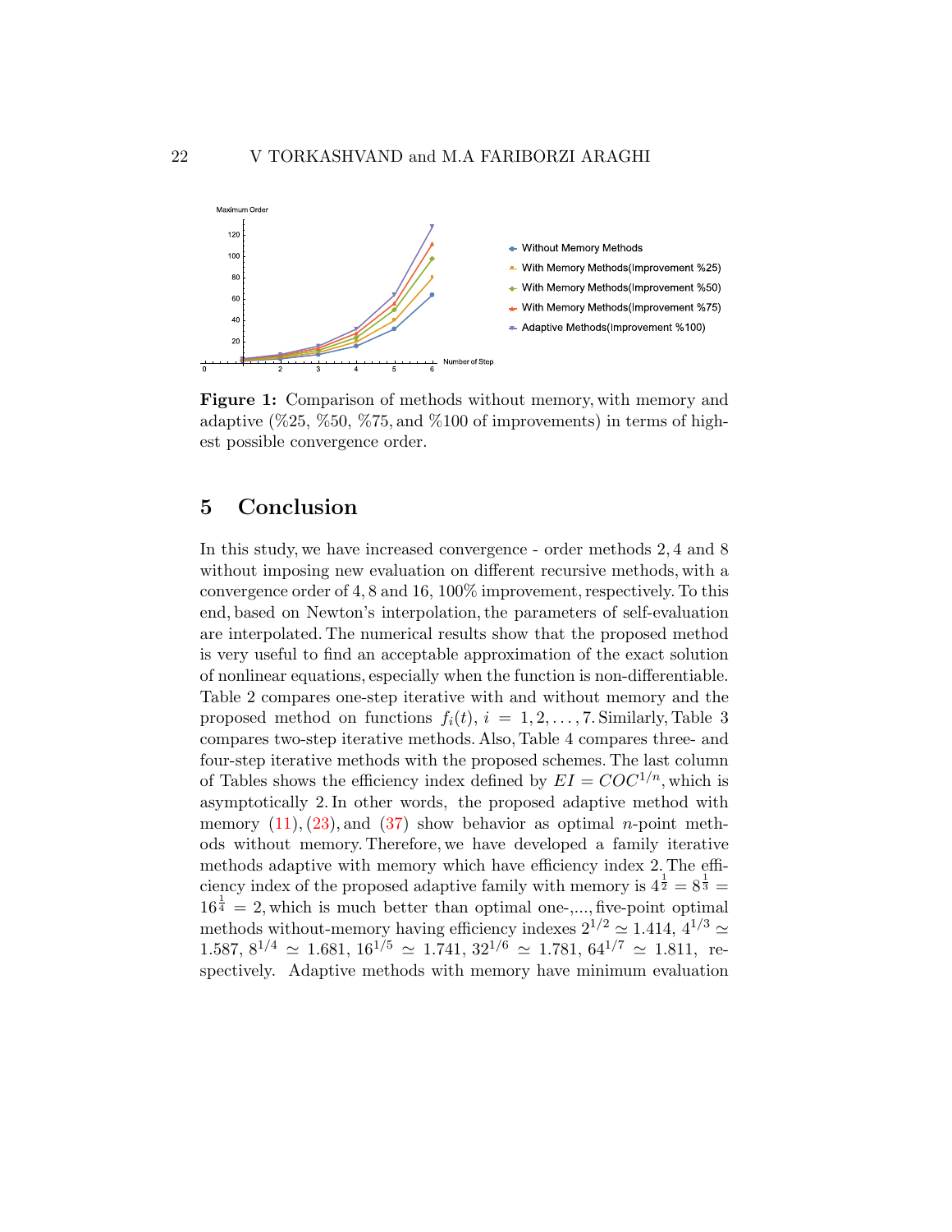**Figure 1:** Comparison of methods without memory, with memory and adaptive (%25, %50, %75, and %100 of improvements) in terms of highest possible convergence order.

## 5 Conclusion

In this study, we have increased convergence - order methods 2, 4 and 8 without imposing new evaluation on different recursive methods, with a convergence order of 4, 8 and 16, 100% improvement, respectively. To this end, based on Newton's interpolation, the parameters of self-evaluation are interpolated. The numerical results show that the proposed method is very useful to find an acceptable approximation of the exact solution of nonlinear equations, especially when the function is non-differentiable. Table 2 compares one-step iterative with and without memory and the proposed method on functions $f_i(t)$, $i = 1, 2, \ldots, 7$. Similarly, Table 3 compares two-step iterative methods. Also, Table 4 compares three- and four-step iterative methods with the proposed schemes. The last column of Tables shows the efficiency index defined by $EI = COC^{1/n}$, which is asymptotically 2. In other words, the proposed adaptive method with memory (11), (23), and (37) show behavior as optimal $n$-point methods without memory. Therefore, we have developed a family iterative methods adaptive with memory which have efficiency index 2. The efficiency index of the proposed adaptive family with memory is $4^{\frac{1}{2}} = 8^{\frac{1}{3}} = 16^{\frac{1}{4}} = 2$, which is much better than optimal one-,..., five-point optimal methods without-memory having efficiency indexes $2^{1/2} \simeq 1.414$, $4^{1/3} \simeq 1.587$, $8^{1/4} \simeq 1.681$, $16^{1/5} \simeq 1.741$, $32^{1/6} \simeq 1.781$, $64^{1/7} \simeq 1.811$, respectively. Adaptive methods with memory have minimum evaluation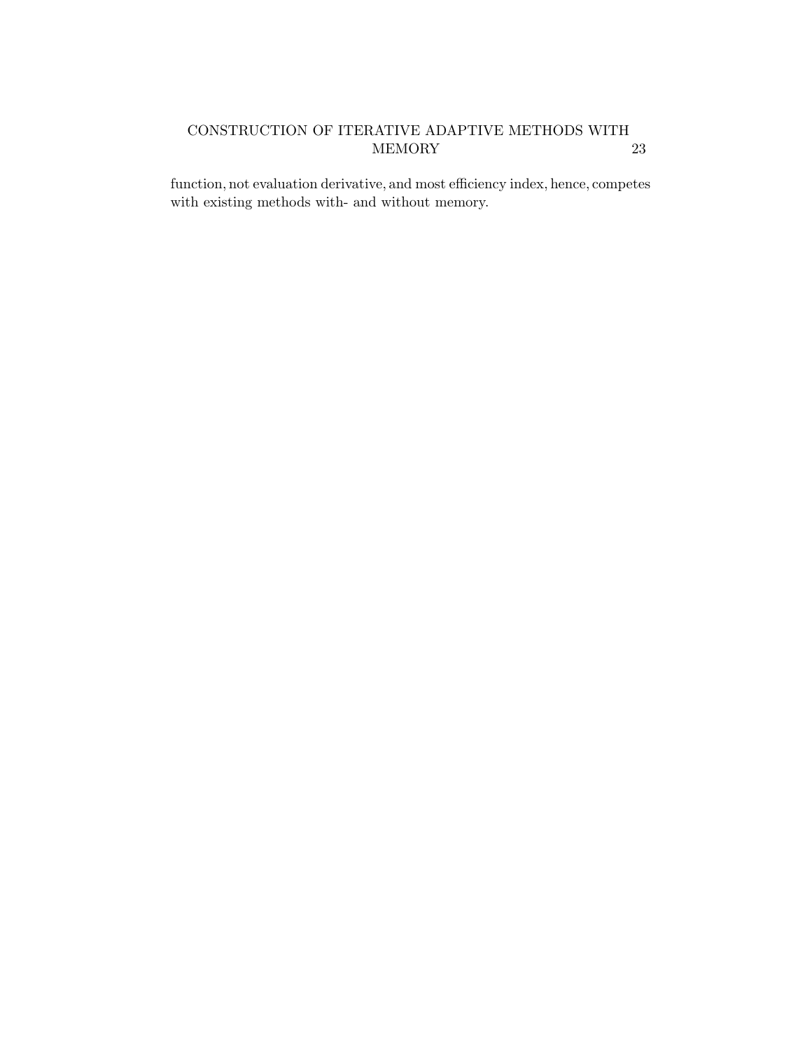function, not evaluation derivative, and most efficiency index, hence, competes with existing methods with- and without memory.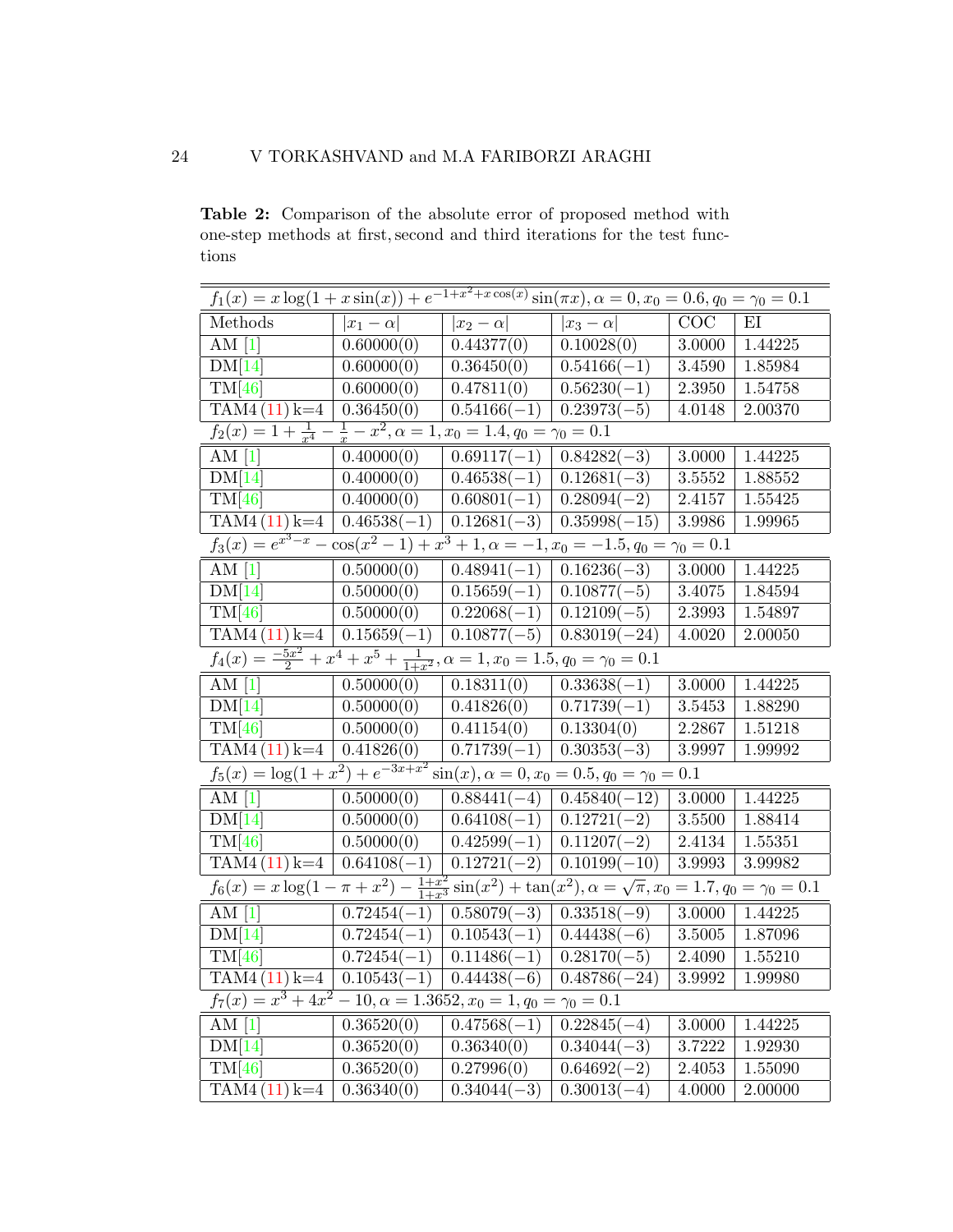**Table 2:** Comparison of the absolute error of proposed method with one-step methods at first, second and third iterations for the test functions

| $f_1(x) = x\log(1 + x\sin(x)) + e^{-1+x^2+x\cos(x)}\sin(\pi x), \alpha = 0, x_0 = 0.6, q_0 = \gamma_0 = 0.1$ | | | | | |
|---|---|---|---|---|---|
| Methods | $\lvert x_1 - \alpha\rvert$ | $\lvert x_2 - \alpha\rvert$ | $\lvert x_3 - \alpha\rvert$ | COC | EI |
| AM [1] | 0.60000(0) | 0.44377(0) | 0.10028(0) | 3.0000 | 1.44225 |
| DM[14] | 0.60000(0) | 0.36450(0) | 0.54166(−1) | 3.4590 | 1.85984 |
| TM[46] | 0.60000(0) | 0.47811(0) | 0.56230(−1) | 2.3950 | 1.54758 |
| TAM4 (11) k=4 | 0.36450(0) | 0.54166(−1) | 0.23973(−5) | 4.0148 | 2.00370 |
| $f_2(x) = 1 + \frac{1}{x^4} - \frac{1}{x} - x^2, \alpha = 1, x_0 = 1.4, q_0 = \gamma_0 = 0.1$ | | | | | |
| AM [1] | 0.40000(0) | 0.69117(−1) | 0.84282(−3) | 3.0000 | 1.44225 |
| DM[14] | 0.40000(0) | 0.46538(−1) | 0.12681(−3) | 3.5552 | 1.88552 |
| TM[46] | 0.40000(0) | 0.60801(−1) | 0.28094(−2) | 2.4157 | 1.55425 |
| TAM4 (11) k=4 | 0.46538(−1) | 0.12681(−3) | 0.35998(−15) | 3.9986 | 1.99965 |
| $f_3(x) = e^{x^3-x} - \cos(x^2 - 1) + x^3 + 1, \alpha = -1, x_0 = -1.5, q_0 = \gamma_0 = 0.1$ | | | | | |
| AM [1] | 0.50000(0) | 0.48941(−1) | 0.16236(−3) | 3.0000 | 1.44225 |
| DM[14] | 0.50000(0) | 0.15659(−1) | 0.10877(−5) | 3.4075 | 1.84594 |
| TM[46] | 0.50000(0) | 0.22068(−1) | 0.12109(−5) | 2.3993 | 1.54897 |
| TAM4 (11) k=4 | 0.15659(−1) | 0.10877(−5) | 0.83019(−24) | 4.0020 | 2.00050 |
| $f_4(x) = \frac{-5x^2}{2} + x^4 + x^5 + \frac{1}{1+x^2}, \alpha = 1, x_0 = 1.5, q_0 = \gamma_0 = 0.1$ | | | | | |
| AM [1] | 0.50000(0) | 0.18311(0) | 0.33638(−1) | 3.0000 | 1.44225 |
| DM[14] | 0.50000(0) | 0.41826(0) | 0.71739(−1) | 3.5453 | 1.88290 |
| TM[46] | 0.50000(0) | 0.41154(0) | 0.13304(0) | 2.2867 | 1.51218 |
| TAM4 (11) k=4 | 0.41826(0) | 0.71739(−1) | 0.30353(−3) | 3.9997 | 1.99992 |
| $f_5(x) = \log(1 + x^2) + e^{-3x+x^2}\sin(x), \alpha = 0, x_0 = 0.5, q_0 = \gamma_0 = 0.1$ | | | | | |
| AM [1] | 0.50000(0) | 0.88441(−4) | 0.45840(−12) | 3.0000 | 1.44225 |
| DM[14] | 0.50000(0) | 0.64108(−1) | 0.12721(−2) | 3.5500 | 1.88414 |
| TM[46] | 0.50000(0) | 0.42599(−1) | 0.11207(−2) | 2.4134 | 1.55351 |
| TAM4 (11) k=4 | 0.64108(−1) | 0.12721(−2) | 0.10199(−10) | 3.9993 | 3.99982 |
| $f_6(x) = x\log(1 - \pi + x^2) - \frac{1+x^2}{1+x^3}\sin(x^2) + \tan(x^2), \alpha = \sqrt{\pi}, x_0 = 1.7, q_0 = \gamma_0 = 0.1$ | | | | | |
| AM [1] | 0.72454(−1) | 0.58079(−3) | 0.33518(−9) | 3.0000 | 1.44225 |
| DM[14] | 0.72454(−1) | 0.10543(−1) | 0.44438(−6) | 3.5005 | 1.87096 |
| TM[46] | 0.72454(−1) | 0.11486(−1) | 0.28170(−5) | 2.4090 | 1.55210 |
| TAM4 (11) k=4 | 0.10543(−1) | 0.44438(−6) | 0.48786(−24) | 3.9992 | 1.99980 |
| $f_7(x) = x^3 + 4x^2 - 10, \alpha = 1.3652, x_0 = 1, q_0 = \gamma_0 = 0.1$ | | | | | |
| AM [1] | 0.36520(0) | 0.47568(−1) | 0.22845(−4) | 3.0000 | 1.44225 |
| DM[14] | 0.36520(0) | 0.36340(0) | 0.34044(−3) | 3.7222 | 1.92930 |
| TM[46] | 0.36520(0) | 0.27996(0) | 0.64692(−2) | 2.4053 | 1.55090 |
| TAM4 (11) k=4 | 0.36340(0) | 0.34044(−3) | 0.30013(−4) | 4.0000 | 2.00000 |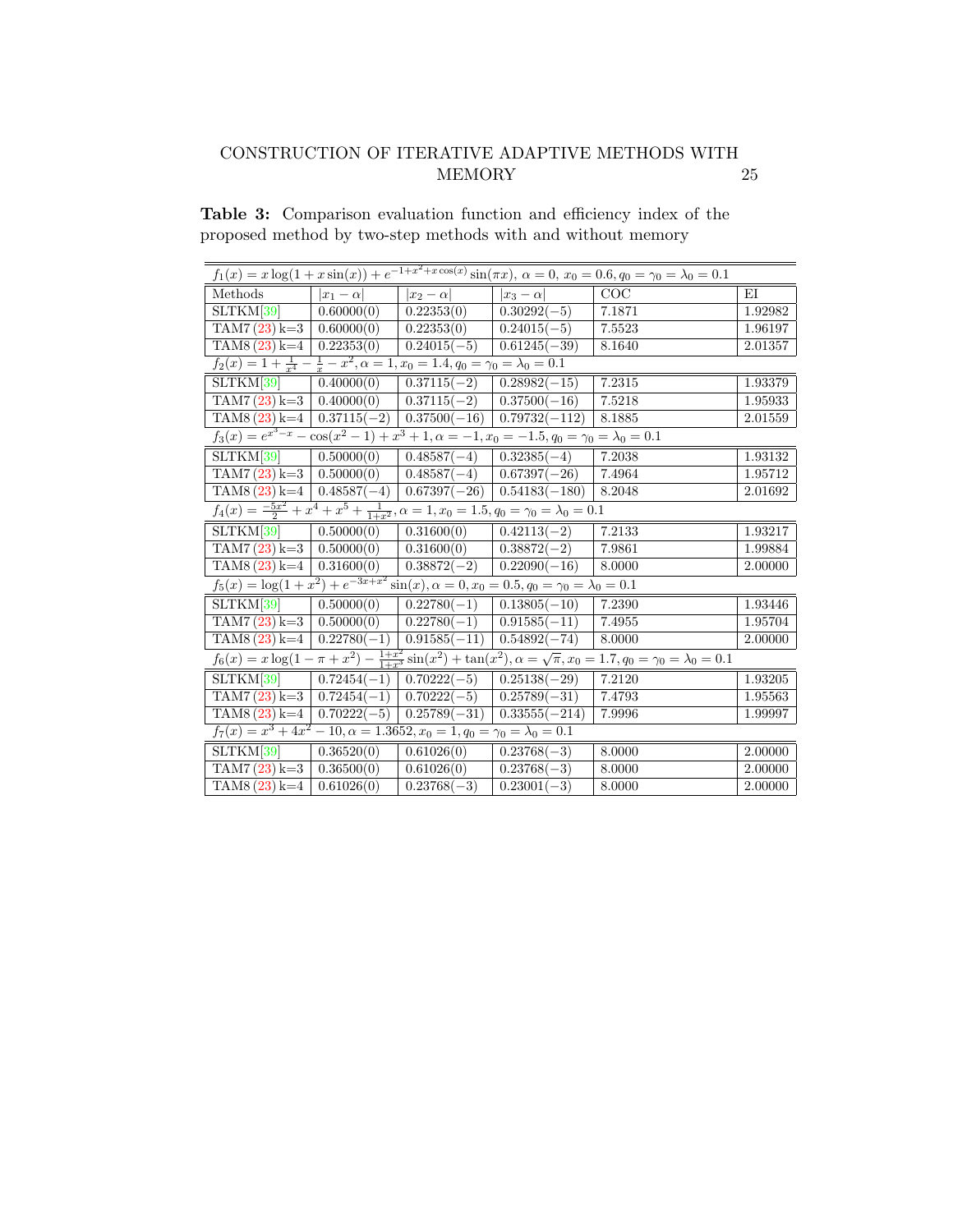**Table 3:** Comparison evaluation function and efficiency index of the proposed method by two-step methods with and without memory

| Methods | $\lvert x_1-\alpha\rvert$ | $\lvert x_2-\alpha\rvert$ | $\lvert x_3-\alpha\rvert$ | COC | EI |
|---|---|---|---|---|---|
| $f_1(x)=x\log(1+x\sin(x))+e^{-1+x^2+x\cos(x)}\sin(\pi x),\ \alpha=0,\ x_0=0.6, q_0=\gamma_0=\lambda_0=0.1$ | | | | | |
| SLTKM[39] | 0.60000(0) | 0.22353(0) | 0.30292(−5) | 7.1871 | 1.92982 |
| TAM7 (23) k=3 | 0.60000(0) | 0.22353(0) | 0.24015(−5) | 7.5523 | 1.96197 |
| TAM8 (23) k=4 | 0.22353(0) | 0.24015(−5) | 0.61245(−39) | 8.1640 | 2.01357 |
| $f_2(x)=1+\frac{1}{x^4}-\frac{1}{x}-x^2, \alpha=1, x_0=1.4, q_0=\gamma_0=\lambda_0=0.1$ | | | | | |
| SLTKM[39] | 0.40000(0) | 0.37115(−2) | 0.28982(−15) | 7.2315 | 1.93379 |
| TAM7 (23) k=3 | 0.40000(0) | 0.37115(−2) | 0.37500(−16) | 7.5218 | 1.95933 |
| TAM8 (23) k=4 | 0.37115(−2) | 0.37500(−16) | 0.79732(−112) | 8.1885 | 2.01559 |
| $f_3(x)=e^{x^3-x}-\cos(x^2-1)+x^3+1, \alpha=-1, x_0=-1.5, q_0=\gamma_0=\lambda_0=0.1$ | | | | | |
| SLTKM[39] | 0.50000(0) | 0.48587(−4) | 0.32385(−4) | 7.2038 | 1.93132 |
| TAM7 (23) k=3 | 0.50000(0) | 0.48587(−4) | 0.67397(−26) | 7.4964 | 1.95712 |
| TAM8 (23) k=4 | 0.48587(−4) | 0.67397(−26) | 0.54183(−180) | 8.2048 | 2.01692 |
| $f_4(x)=\frac{-5x^2}{2}+x^4+x^5+\frac{1}{1+x^2}, \alpha=1, x_0=1.5, q_0=\gamma_0=\lambda_0=0.1$ | | | | | |
| SLTKM[39] | 0.50000(0) | 0.31600(0) | 0.42113(−2) | 7.2133 | 1.93217 |
| TAM7 (23) k=3 | 0.50000(0) | 0.31600(0) | 0.38872(−2) | 7.9861 | 1.99884 |
| TAM8 (23) k=4 | 0.31600(0) | 0.38872(−2) | 0.22090(−16) | 8.0000 | 2.00000 |
| $f_5(x)=\log(1+x^2)+e^{-3x+x^2}\sin(x), \alpha=0, x_0=0.5, q_0=\gamma_0=\lambda_0=0.1$ | | | | | |
| SLTKM[39] | 0.50000(0) | 0.22780(−1) | 0.13805(−10) | 7.2390 | 1.93446 |
| TAM7 (23) k=3 | 0.50000(0) | 0.22780(−1) | 0.91585(−11) | 7.4955 | 1.95704 |
| TAM8 (23) k=4 | 0.22780(−1) | 0.91585(−11) | 0.54892(−74) | 8.0000 | 2.00000 |
| $f_6(x)=x\log(1-\pi+x^2)-\frac{1+x^2}{1+x^3}\sin(x^2)+\tan(x^2), \alpha=\sqrt{\pi}, x_0=1.7, q_0=\gamma_0=\lambda_0=0.1$ | | | | | |
| SLTKM[39] | 0.72454(−1) | 0.70222(−5) | 0.25138(−29) | 7.2120 | 1.93205 |
| TAM7 (23) k=3 | 0.72454(−1) | 0.70222(−5) | 0.25789(−31) | 7.4793 | 1.95563 |
| TAM8 (23) k=4 | 0.70222(−5) | 0.25789(−31) | 0.33555(−214) | 7.9996 | 1.99997 |
| $f_7(x)=x^3+4x^2-10, \alpha=1.3652, x_0=1, q_0=\gamma_0=\lambda_0=0.1$ | | | | | |
| SLTKM[39] | 0.36520(0) | 0.61026(0) | 0.23768(−3) | 8.0000 | 2.00000 |
| TAM7 (23) k=3 | 0.36500(0) | 0.61026(0) | 0.23768(−3) | 8.0000 | 2.00000 |
| TAM8 (23) k=4 | 0.61026(0) | 0.23768(−3) | 0.23001(−3) | 8.0000 | 2.00000 |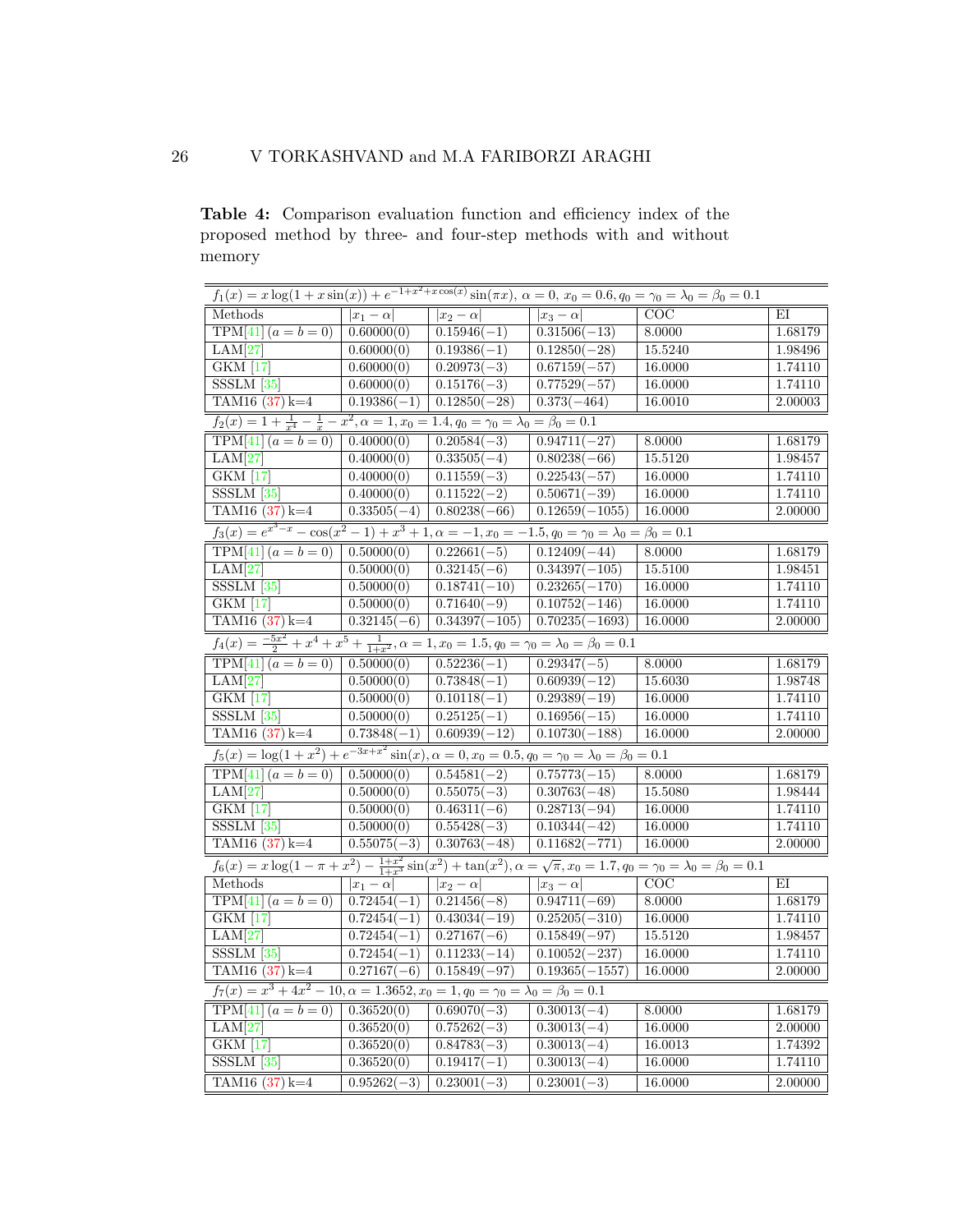**Table 4:** Comparison evaluation function and efficiency index of the proposed method by three- and four-step methods with and without memory

| $f_1(x) = x\log(1+x\sin(x)) + e^{-1+x^2+x\cos(x)}\sin(\pi x)$, $\alpha = 0$, $x_0 = 0.6$, $q_0 = \gamma_0 = \lambda_0 = \beta_0 = 0.1$ | | | | | |
|---|---|---|---|---|---|
| Methods | $\|x_1 - \alpha\|$ | $\|x_2 - \alpha\|$ | $\|x_3 - \alpha\|$ | COC | EI |
| TPM[41] $(a = b = 0)$ | 0.60000(0) | 0.15946(−1) | 0.31506(−13) | 8.0000 | 1.68179 |
| LAM[27] | 0.60000(0) | 0.19386(−1) | 0.12850(−28) | 15.5240 | 1.98496 |
| GKM [17] | 0.60000(0) | 0.20973(−3) | 0.67159(−57) | 16.0000 | 1.74110 |
| SSSLM [35] | 0.60000(0) | 0.15176(−3) | 0.77529(−57) | 16.0000 | 1.74110 |
| TAM16 (37) k=4 | 0.19386(−1) | 0.12850(−28) | 0.373(−464) | 16.0010 | 2.00003 |
| $f_2(x) = 1 + \frac{1}{x^4} - \frac{1}{x} - x^2$, $\alpha = 1$, $x_0 = 1.4$, $q_0 = \gamma_0 = \lambda_0 = \beta_0 = 0.1$ | | | | | |
| TPM[41] $(a = b = 0)$ | 0.40000(0) | 0.20584(−3) | 0.94711(−27) | 8.0000 | 1.68179 |
| LAM[27] | 0.40000(0) | 0.33505(−4) | 0.80238(−66) | 15.5120 | 1.98457 |
| GKM [17] | 0.40000(0) | 0.11559(−3) | 0.22543(−57) | 16.0000 | 1.74110 |
| SSSLM [35] | 0.40000(0) | 0.11522(−2) | 0.50671(−39) | 16.0000 | 1.74110 |
| TAM16 (37) k=4 | 0.33505(−4) | 0.80238(−66) | 0.12659(−1055) | 16.0000 | 2.00000 |
| $f_3(x) = e^{x^3-x} - \cos(x^2-1) + x^3 + 1$, $\alpha = -1$, $x_0 = -1.5$, $q_0 = \gamma_0 = \lambda_0 = \beta_0 = 0.1$ | | | | | |
| TPM[41] $(a = b = 0)$ | 0.50000(0) | 0.22661(−5) | 0.12409(−44) | 8.0000 | 1.68179 |
| LAM[27] | 0.50000(0) | 0.32145(−6) | 0.34397(−105) | 15.5100 | 1.98451 |
| SSSLM [35] | 0.50000(0) | 0.18741(−10) | 0.23265(−170) | 16.0000 | 1.74110 |
| GKM [17] | 0.50000(0) | 0.71640(−9) | 0.10752(−146) | 16.0000 | 1.74110 |
| TAM16 (37) k=4 | 0.32145(−6) | 0.34397(−105) | 0.70235(−1693) | 16.0000 | 2.00000 |
| $f_4(x) = \frac{-5x^2}{2} + x^4 + x^5 + \frac{1}{1+x^2}$, $\alpha = 1$, $x_0 = 1.5$, $q_0 = \gamma_0 = \lambda_0 = \beta_0 = 0.1$ | | | | | |
| TPM[41] $(a = b = 0)$ | 0.50000(0) | 0.52236(−1) | 0.29347(−5) | 8.0000 | 1.68179 |
| LAM[27] | 0.50000(0) | 0.73848(−1) | 0.60939(−12) | 15.6030 | 1.98748 |
| GKM [17] | 0.50000(0) | 0.10118(−1) | 0.29389(−19) | 16.0000 | 1.74110 |
| SSSLM [35] | 0.50000(0) | 0.25125(−1) | 0.16956(−15) | 16.0000 | 1.74110 |
| TAM16 (37) k=4 | 0.73848(−1) | 0.60939(−12) | 0.10730(−188) | 16.0000 | 2.00000 |
| $f_5(x) = \log(1+x^2) + e^{-3x+x^2}\sin(x)$, $\alpha = 0$, $x_0 = 0.5$, $q_0 = \gamma_0 = \lambda_0 = \beta_0 = 0.1$ | | | | | |
| TPM[41] $(a = b = 0)$ | 0.50000(0) | 0.54581(−2) | 0.75773(−15) | 8.0000 | 1.68179 |
| LAM[27] | 0.50000(0) | 0.55075(−3) | 0.30763(−48) | 15.5080 | 1.98444 |
| GKM [17] | 0.50000(0) | 0.46311(−6) | 0.28713(−94) | 16.0000 | 1.74110 |
| SSSLM [35] | 0.50000(0) | 0.55428(−3) | 0.10344(−42) | 16.0000 | 1.74110 |
| TAM16 (37) k=4 | 0.55075(−3) | 0.30763(−48) | 0.11682(−771) | 16.0000 | 2.00000 |
| $f_6(x) = x\log(1-\pi+x^2) - \frac{1+x^2}{1+x^3}\sin(x^2) + \tan(x^2)$, $\alpha = \sqrt{\pi}$, $x_0 = 1.7$, $q_0 = \gamma_0 = \lambda_0 = \beta_0 = 0.1$ | | | | | |
| Methods | $\|x_1 - \alpha\|$ | $\|x_2 - \alpha\|$ | $\|x_3 - \alpha\|$ | COC | EI |
| TPM[41] $(a = b = 0)$ | 0.72454(−1) | 0.21456(−8) | 0.94711(−69) | 8.0000 | 1.68179 |
| GKM [17] | 0.72454(−1) | 0.43034(−19) | 0.25205(−310) | 16.0000 | 1.74110 |
| LAM[27] | 0.72454(−1) | 0.27167(−6) | 0.15849(−97) | 15.5120 | 1.98457 |
| SSSLM [35] | 0.72454(−1) | 0.11233(−14) | 0.10052(−237) | 16.0000 | 1.74110 |
| TAM16 (37) k=4 | 0.27167(−6) | 0.15849(−97) | 0.19365(−1557) | 16.0000 | 2.00000 |
| $f_7(x) = x^3 + 4x^2 - 10$, $\alpha = 1.3652$, $x_0 = 1$, $q_0 = \gamma_0 = \lambda_0 = \beta_0 = 0.1$ | | | | | |
| TPM[41] $(a = b = 0)$ | 0.36520(0) | 0.69070(−3) | 0.30013(−4) | 8.0000 | 1.68179 |
| LAM[27] | 0.36520(0) | 0.75262(−3) | 0.30013(−4) | 16.0000 | 2.00000 |
| GKM [17] | 0.36520(0) | 0.84783(−3) | 0.30013(−4) | 16.0013 | 1.74392 |
| SSSLM [35] | 0.36520(0) | 0.19417(−1) | 0.30013(−4) | 16.0000 | 1.74110 |
| TAM16 (37) k=4 | 0.95262(−3) | 0.23001(−3) | 0.23001(−3) | 16.0000 | 2.00000 |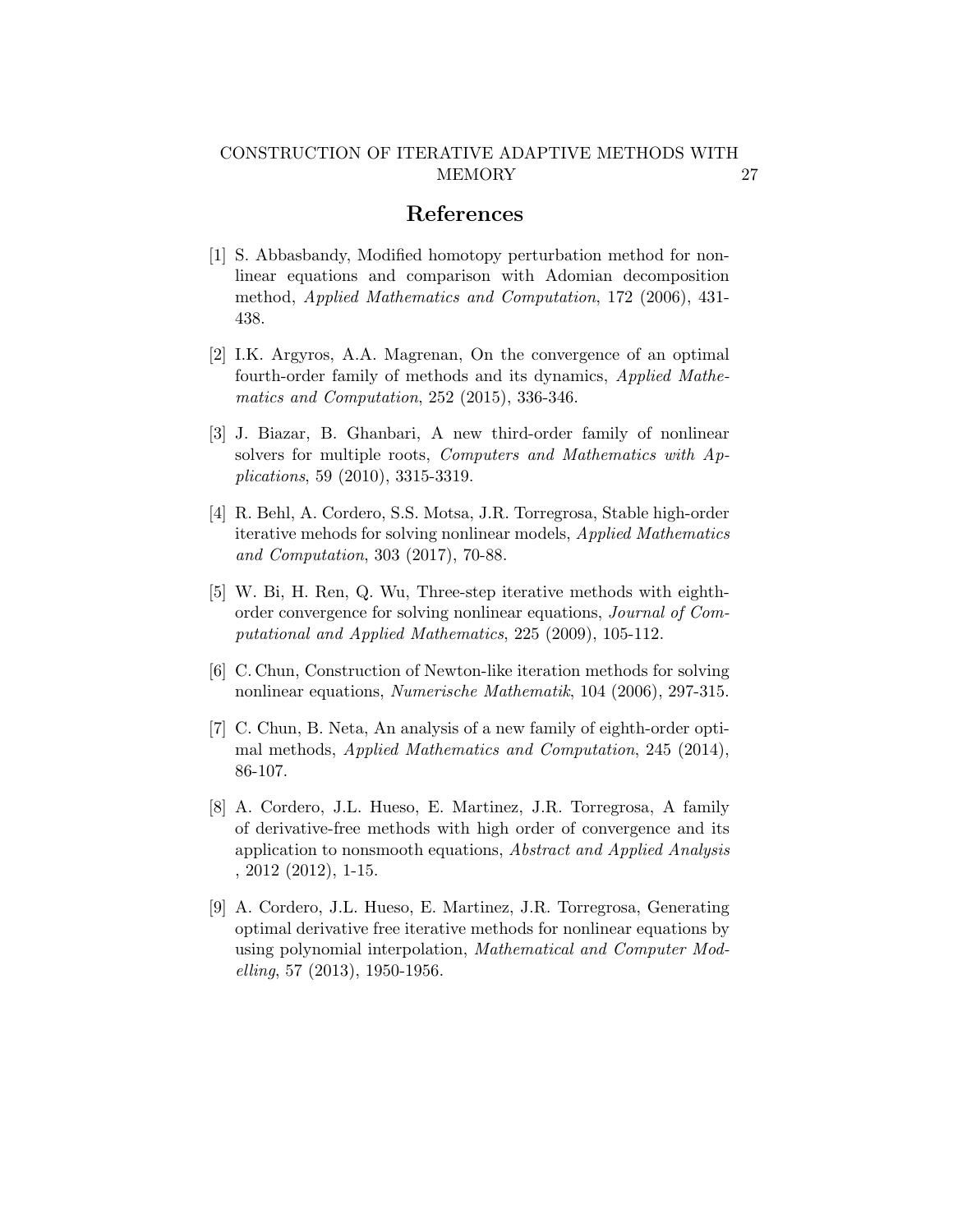## References

[1] S. Abbasbandy, Modified homotopy perturbation method for nonlinear equations and comparison with Adomian decomposition method, *Applied Mathematics and Computation*, 172 (2006), 431-438.

[2] I.K. Argyros, A.A. Magrenan, On the convergence of an optimal fourth-order family of methods and its dynamics, *Applied Mathematics and Computation*, 252 (2015), 336-346.

[3] J. Biazar, B. Ghanbari, A new third-order family of nonlinear solvers for multiple roots, *Computers and Mathematics with Applications*, 59 (2010), 3315-3319.

[4] R. Behl, A. Cordero, S.S. Motsa, J.R. Torregrosa, Stable high-order iterative mehods for solving nonlinear models, *Applied Mathematics and Computation*, 303 (2017), 70-88.

[5] W. Bi, H. Ren, Q. Wu, Three-step iterative methods with eighth-order convergence for solving nonlinear equations, *Journal of Computational and Applied Mathematics*, 225 (2009), 105-112.

[6] C. Chun, Construction of Newton-like iteration methods for solving nonlinear equations, *Numerische Mathematik*, 104 (2006), 297-315.

[7] C. Chun, B. Neta, An analysis of a new family of eighth-order optimal methods, *Applied Mathematics and Computation*, 245 (2014), 86-107.

[8] A. Cordero, J.L. Hueso, E. Martinez, J.R. Torregrosa, A family of derivative-free methods with high order of convergence and its application to nonsmooth equations, *Abstract and Applied Analysis* , 2012 (2012), 1-15.

[9] A. Cordero, J.L. Hueso, E. Martinez, J.R. Torregrosa, Generating optimal derivative free iterative methods for nonlinear equations by using polynomial interpolation, *Mathematical and Computer Modelling*, 57 (2013), 1950-1956.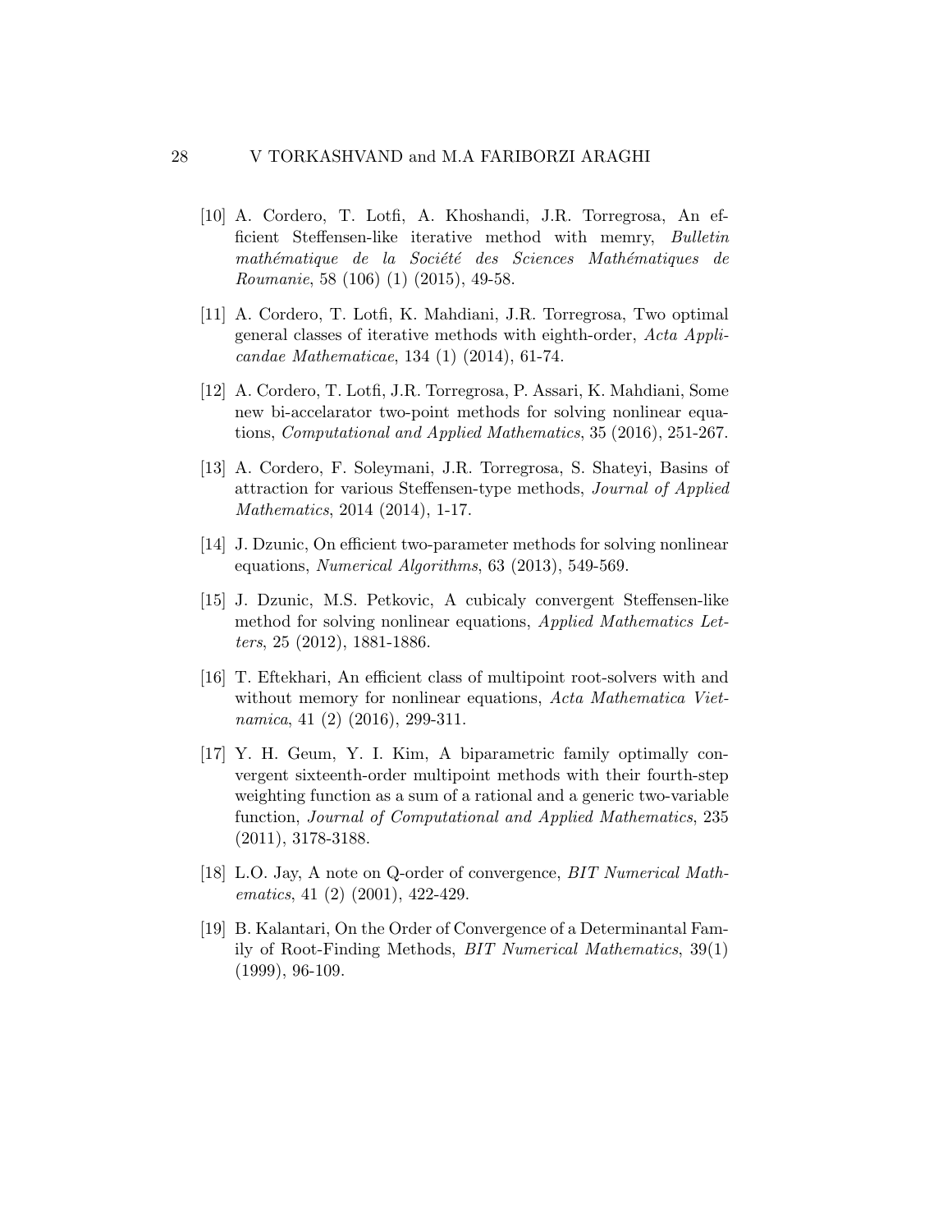[10] A. Cordero, T. Lotfi, A. Khoshandi, J.R. Torregrosa, An efficient Steffensen-like iterative method with memry, *Bulletin mathématique de la Société des Sciences Mathématiques de Roumanie*, 58 (106) (1) (2015), 49-58.

[11] A. Cordero, T. Lotfi, K. Mahdiani, J.R. Torregrosa, Two optimal general classes of iterative methods with eighth-order, *Acta Applicandae Mathematicae*, 134 (1) (2014), 61-74.

[12] A. Cordero, T. Lotfi, J.R. Torregrosa, P. Assari, K. Mahdiani, Some new bi-accelarator two-point methods for solving nonlinear equations, *Computational and Applied Mathematics*, 35 (2016), 251-267.

[13] A. Cordero, F. Soleymani, J.R. Torregrosa, S. Shateyi, Basins of attraction for various Steffensen-type methods, *Journal of Applied Mathematics*, 2014 (2014), 1-17.

[14] J. Dzunic, On efficient two-parameter methods for solving nonlinear equations, *Numerical Algorithms*, 63 (2013), 549-569.

[15] J. Dzunic, M.S. Petkovic, A cubicaly convergent Steffensen-like method for solving nonlinear equations, *Applied Mathematics Letters*, 25 (2012), 1881-1886.

[16] T. Eftekhari, An efficient class of multipoint root-solvers with and without memory for nonlinear equations, *Acta Mathematica Vietnamica*, 41 (2) (2016), 299-311.

[17] Y. H. Geum, Y. I. Kim, A biparametric family optimally convergent sixteenth-order multipoint methods with their fourth-step weighting function as a sum of a rational and a generic two-variable function, *Journal of Computational and Applied Mathematics*, 235 (2011), 3178-3188.

[18] L.O. Jay, A note on Q-order of convergence, *BIT Numerical Mathematics*, 41 (2) (2001), 422-429.

[19] B. Kalantari, On the Order of Convergence of a Determinantal Family of Root-Finding Methods, *BIT Numerical Mathematics*, 39(1) (1999), 96-109.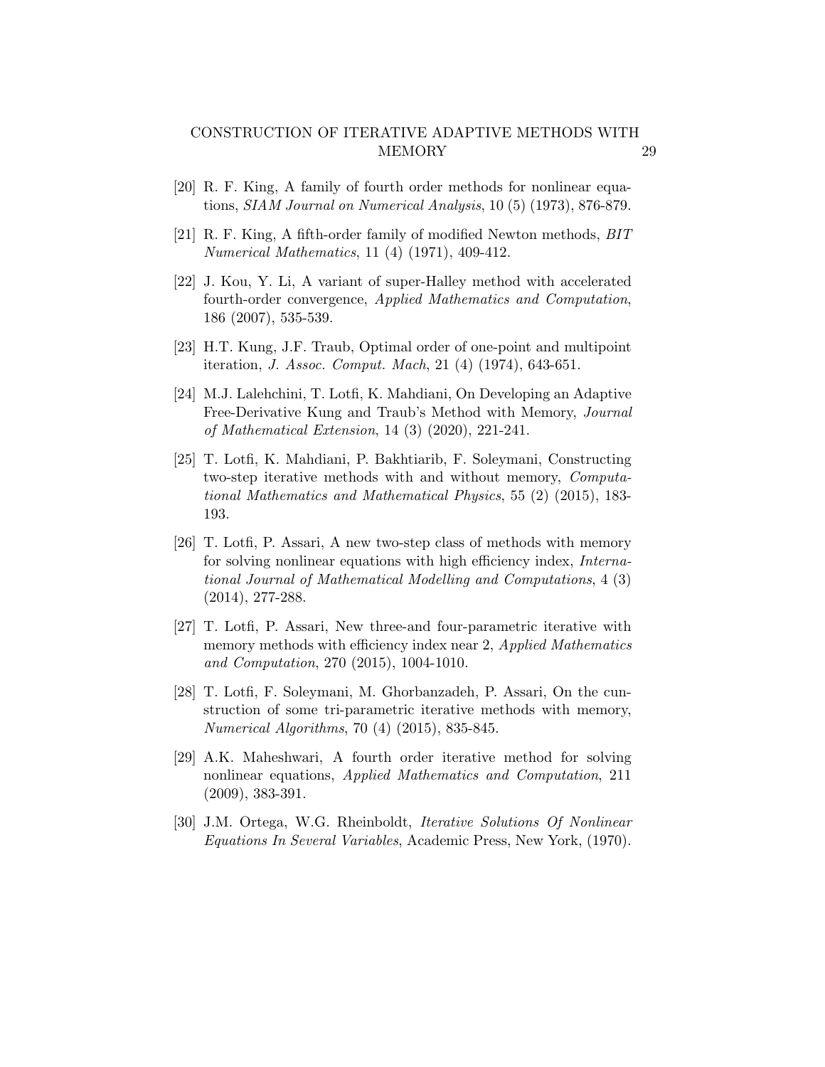[20] R. F. King, A family of fourth order methods for nonlinear equations, *SIAM Journal on Numerical Analysis*, 10 (5) (1973), 876-879.

[21] R. F. King, A fifth-order family of modified Newton methods, *BIT Numerical Mathematics*, 11 (4) (1971), 409-412.

[22] J. Kou, Y. Li, A variant of super-Halley method with accelerated fourth-order convergence, *Applied Mathematics and Computation*, 186 (2007), 535-539.

[23] H.T. Kung, J.F. Traub, Optimal order of one-point and multipoint iteration, *J. Assoc. Comput. Mach*, 21 (4) (1974), 643-651.

[24] M.J. Lalehchini, T. Lotfi, K. Mahdiani, On Developing an Adaptive Free-Derivative Kung and Traub's Method with Memory, *Journal of Mathematical Extension*, 14 (3) (2020), 221-241.

[25] T. Lotfi, K. Mahdiani, P. Bakhtiarib, F. Soleymani, Constructing two-step iterative methods with and without memory, *Computational Mathematics and Mathematical Physics*, 55 (2) (2015), 183-193.

[26] T. Lotfi, P. Assari, A new two-step class of methods with memory for solving nonlinear equations with high efficiency index, *International Journal of Mathematical Modelling and Computations*, 4 (3) (2014), 277-288.

[27] T. Lotfi, P. Assari, New three-and four-parametric iterative with memory methods with efficiency index near 2, *Applied Mathematics and Computation*, 270 (2015), 1004-1010.

[28] T. Lotfi, F. Soleymani, M. Ghorbanzadeh, P. Assari, On the cunstruction of some tri-parametric iterative methods with memory, *Numerical Algorithms*, 70 (4) (2015), 835-845.

[29] A.K. Maheshwari, A fourth order iterative method for solving nonlinear equations, *Applied Mathematics and Computation*, 211 (2009), 383-391.

[30] J.M. Ortega, W.G. Rheinboldt, *Iterative Solutions Of Nonlinear Equations In Several Variables*, Academic Press, New York, (1970).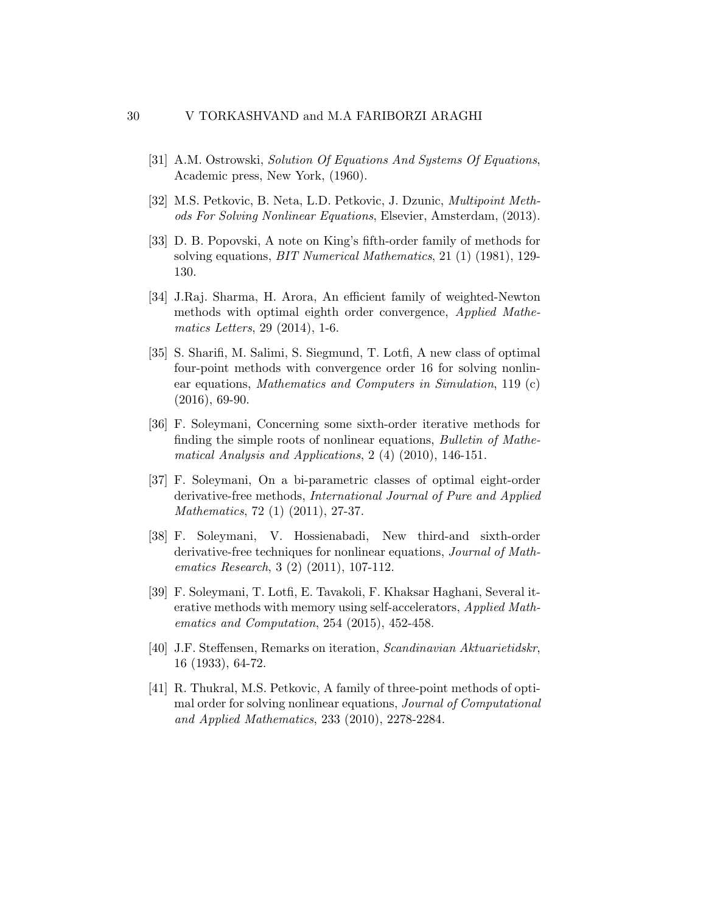[31] A.M. Ostrowski, *Solution Of Equations And Systems Of Equations*, Academic press, New York, (1960).

[32] M.S. Petkovic, B. Neta, L.D. Petkovic, J. Dzunic, *Multipoint Methods For Solving Nonlinear Equations*, Elsevier, Amsterdam, (2013).

[33] D. B. Popovski, A note on King's fifth-order family of methods for solving equations, *BIT Numerical Mathematics*, 21 (1) (1981), 129-130.

[34] J.Raj. Sharma, H. Arora, An efficient family of weighted-Newton methods with optimal eighth order convergence, *Applied Mathematics Letters*, 29 (2014), 1-6.

[35] S. Sharifi, M. Salimi, S. Siegmund, T. Lotfi, A new class of optimal four-point methods with convergence order 16 for solving nonlinear equations, *Mathematics and Computers in Simulation*, 119 (c) (2016), 69-90.

[36] F. Soleymani, Concerning some sixth-order iterative methods for finding the simple roots of nonlinear equations, *Bulletin of Mathematical Analysis and Applications*, 2 (4) (2010), 146-151.

[37] F. Soleymani, On a bi-parametric classes of optimal eight-order derivative-free methods, *International Journal of Pure and Applied Mathematics*, 72 (1) (2011), 27-37.

[38] F. Soleymani, V. Hossienabadi, New third-and sixth-order derivative-free techniques for nonlinear equations, *Journal of Mathematics Research*, 3 (2) (2011), 107-112.

[39] F. Soleymani, T. Lotfi, E. Tavakoli, F. Khaksar Haghani, Several iterative methods with memory using self-accelerators, *Applied Mathematics and Computation*, 254 (2015), 452-458.

[40] J.F. Steffensen, Remarks on iteration, *Scandinavian Aktuarietidskr*, 16 (1933), 64-72.

[41] R. Thukral, M.S. Petkovic, A family of three-point methods of optimal order for solving nonlinear equations, *Journal of Computational and Applied Mathematics*, 233 (2010), 2278-2284.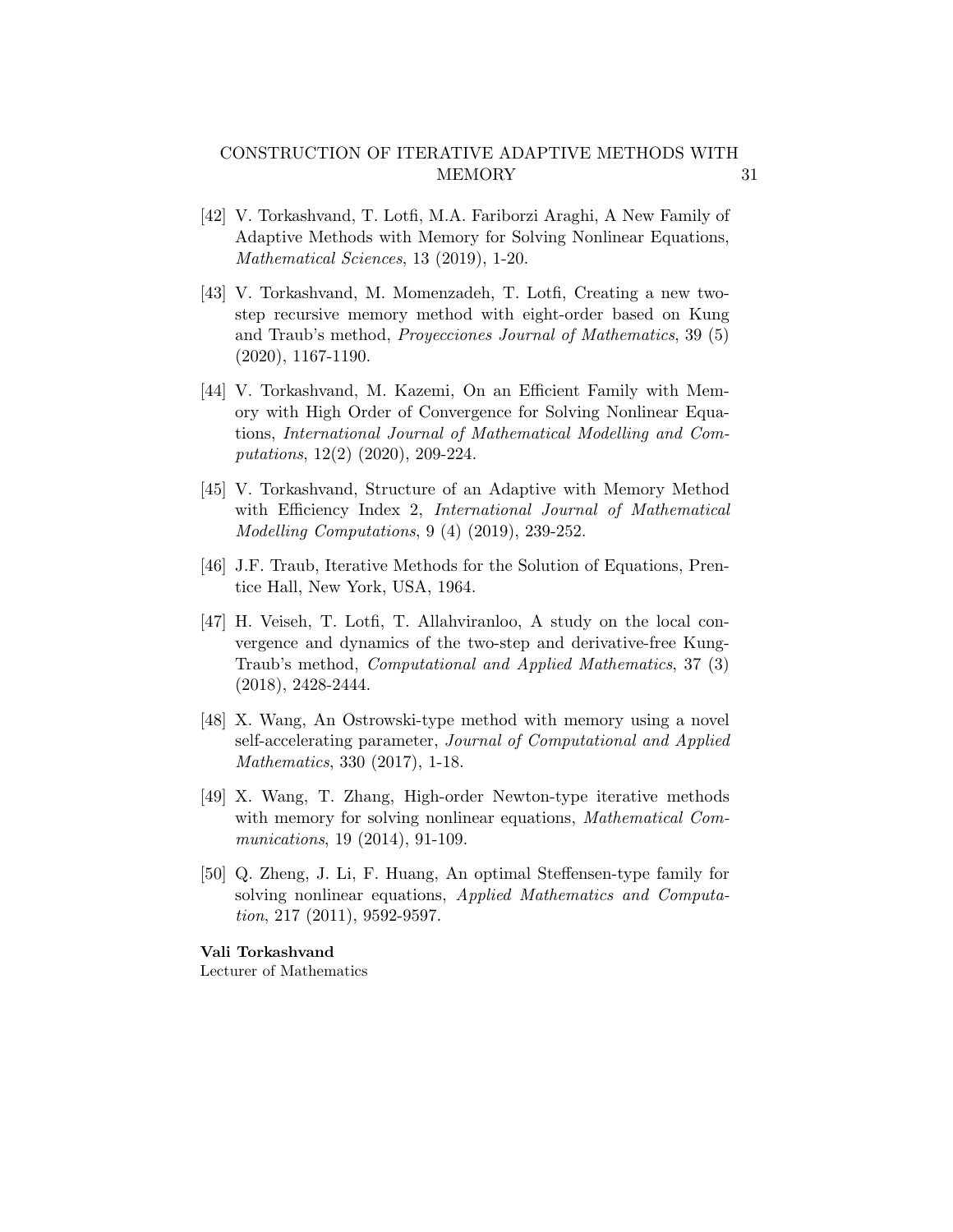[42] V. Torkashvand, T. Lotfi, M.A. Fariborzi Araghi, A New Family of Adaptive Methods with Memory for Solving Nonlinear Equations, *Mathematical Sciences*, 13 (2019), 1-20.

[43] V. Torkashvand, M. Momenzadeh, T. Lotfi, Creating a new two-step recursive memory method with eight-order based on Kung and Traub's method, *Proyecciones Journal of Mathematics*, 39 (5) (2020), 1167-1190.

[44] V. Torkashvand, M. Kazemi, On an Efficient Family with Memory with High Order of Convergence for Solving Nonlinear Equations, *International Journal of Mathematical Modelling and Computations*, 12(2) (2020), 209-224.

[45] V. Torkashvand, Structure of an Adaptive with Memory Method with Efficiency Index 2, *International Journal of Mathematical Modelling Computations*, 9 (4) (2019), 239-252.

[46] J.F. Traub, Iterative Methods for the Solution of Equations, Prentice Hall, New York, USA, 1964.

[47] H. Veiseh, T. Lotfi, T. Allahviranloo, A study on the local convergence and dynamics of the two-step and derivative-free Kung-Traub's method, *Computational and Applied Mathematics*, 37 (3) (2018), 2428-2444.

[48] X. Wang, An Ostrowski-type method with memory using a novel self-accelerating parameter, *Journal of Computational and Applied Mathematics*, 330 (2017), 1-18.

[49] X. Wang, T. Zhang, High-order Newton-type iterative methods with memory for solving nonlinear equations, *Mathematical Communications*, 19 (2014), 91-109.

[50] Q. Zheng, J. Li, F. Huang, An optimal Steffensen-type family for solving nonlinear equations, *Applied Mathematics and Computation*, 217 (2011), 9592-9597.

**Vali Torkashvand**
Lecturer of Mathematics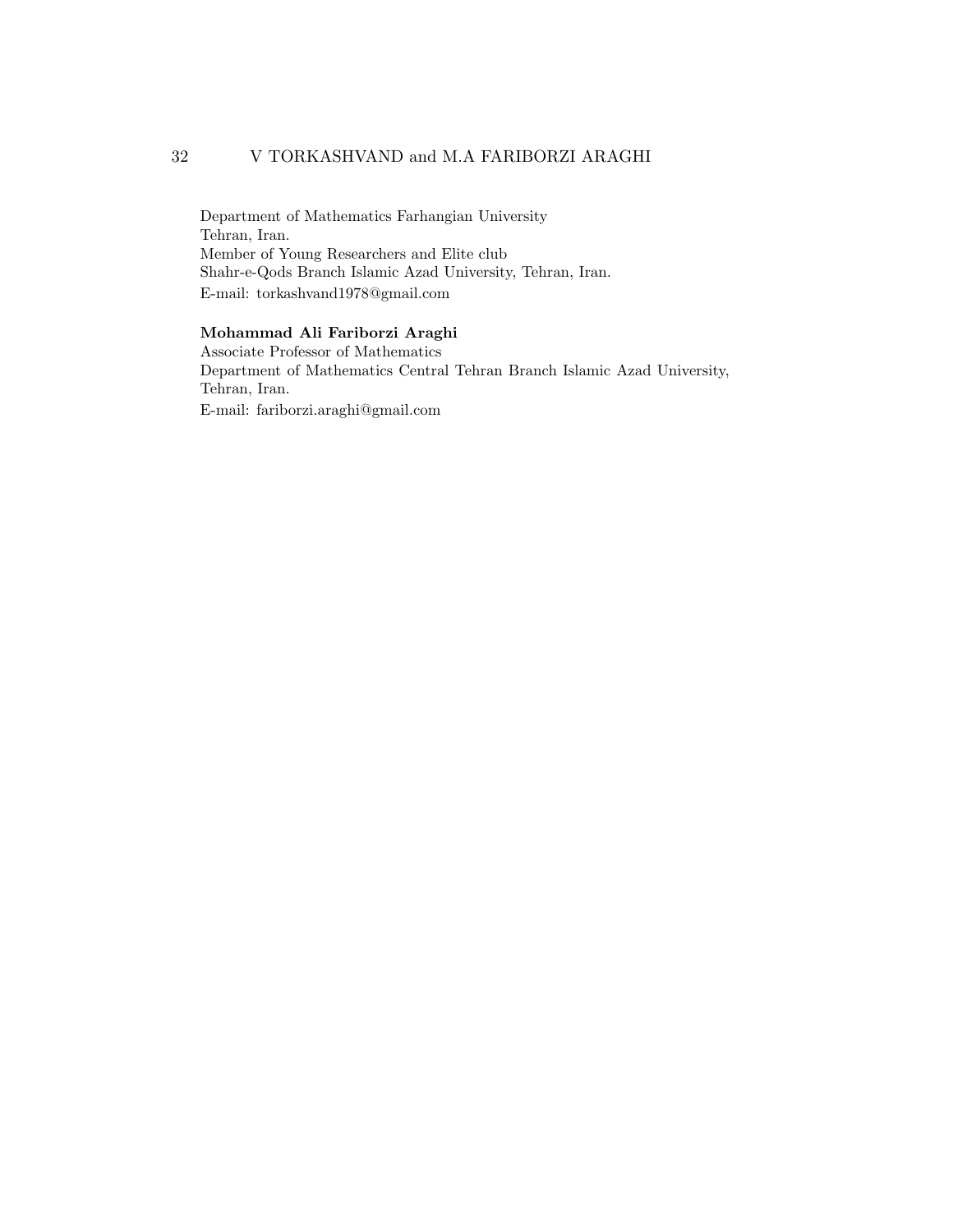Department of Mathematics Farhangian University
Tehran, Iran.
Member of Young Researchers and Elite club
Shahr-e-Qods Branch Islamic Azad University, Tehran, Iran.
E-mail: torkashvand1978@gmail.com

**Mohammad Ali Fariborzi Araghi**
Associate Professor of Mathematics
Department of Mathematics Central Tehran Branch Islamic Azad University,
Tehran, Iran.
E-mail: fariborzi.araghi@gmail.com